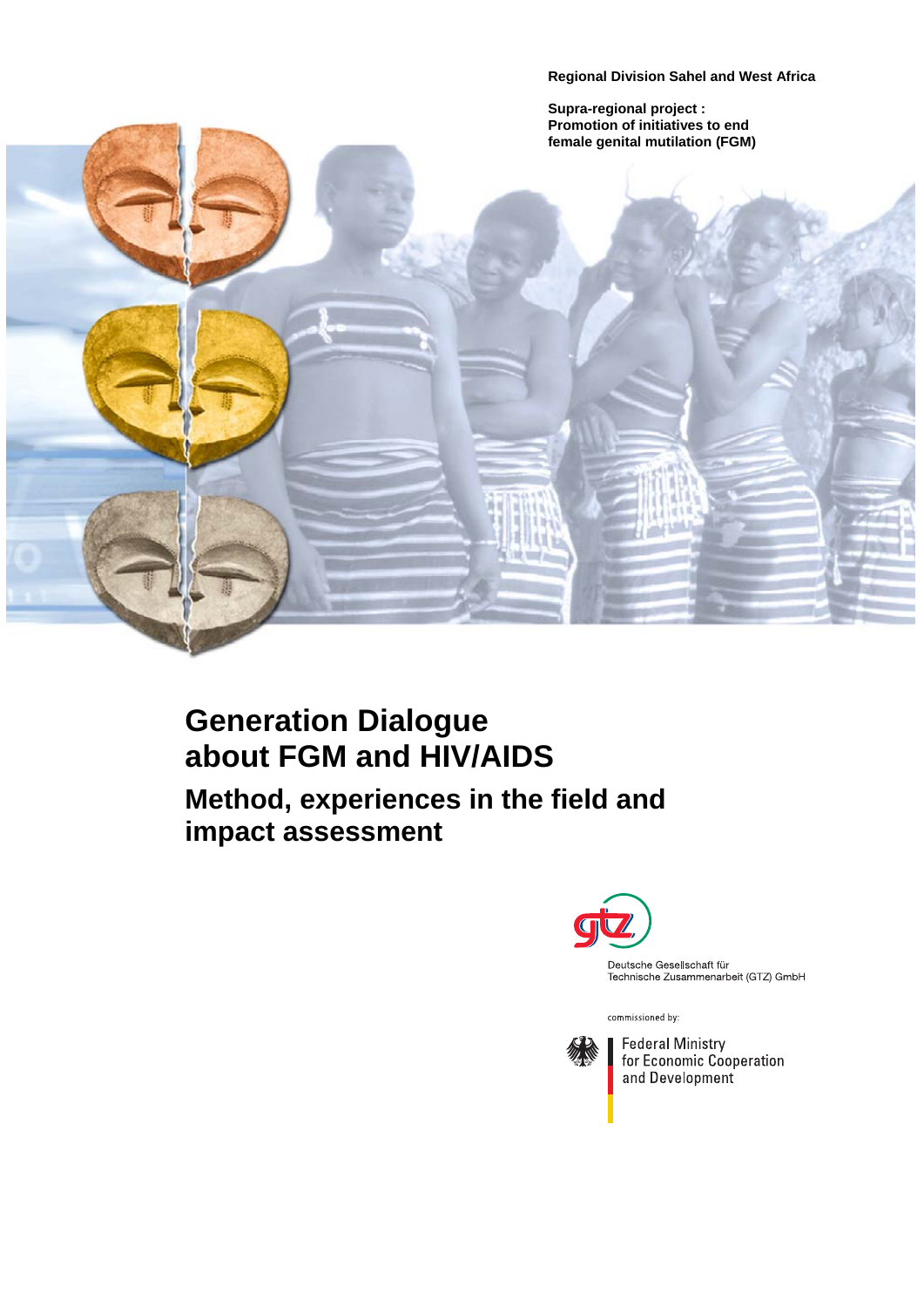Regional Division Sahel and West Africa

**Supra-regional project : Promotion of initiatives to end female genital mutilation (FGM)**

# Generation Dialogue about FGM and HIV/AIDS

## Method, experiences in the field and impact assessment

Deutsche Gesellschaft für Technische Zusammenarbeit (GTZ) GmbH

commissioned by:

Federal Ministry for Economic Cooperation and Development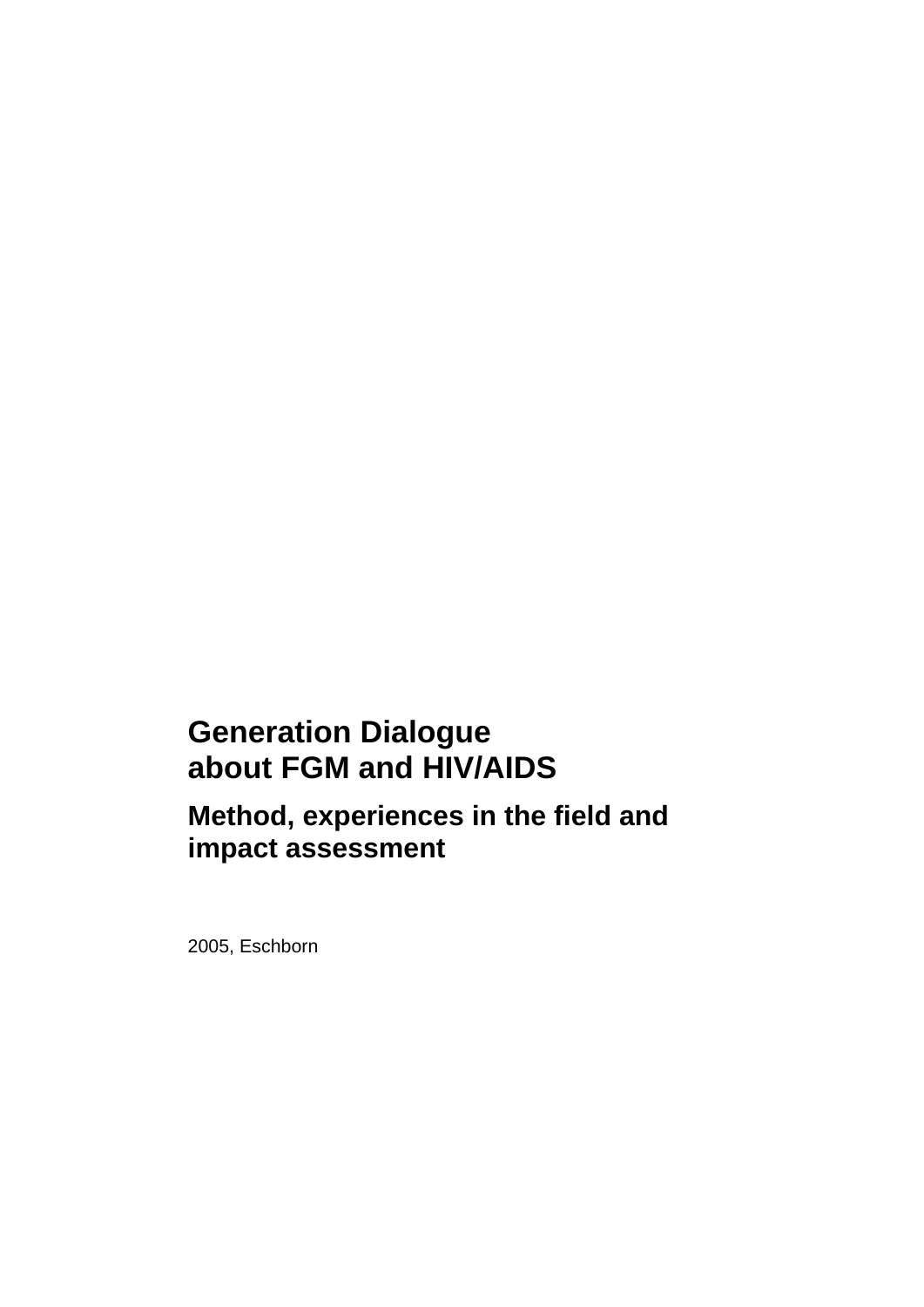# Generation Dialogue about FGM and HIV/AIDS

## Method, experiences in the field and impact assessment

2005, Eschborn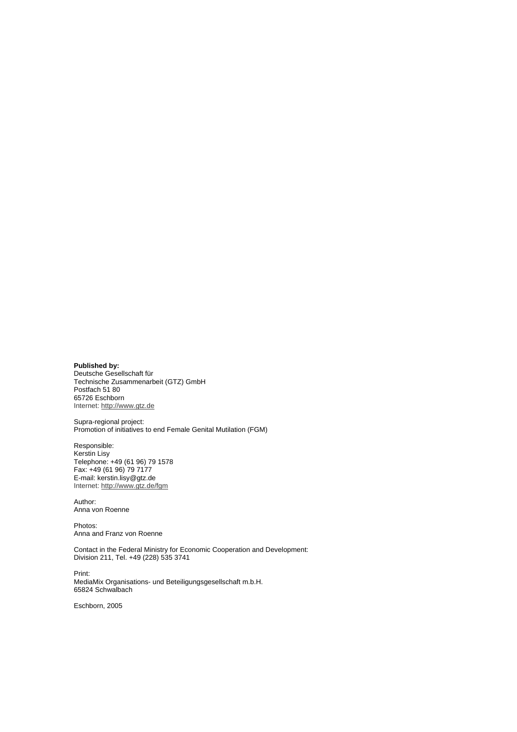**Published by:**
Deutsche Gesellschaft für
Technische Zusammenarbeit (GTZ) GmbH
Postfach 51 80
65726 Eschborn
Internet: http://www.gtz.de

Supra-regional project:
Promotion of initiatives to end Female Genital Mutilation (FGM)

Responsible:
Kerstin Lisy
Telephone: +49 (61 96) 79 1578
Fax: +49 (61 96) 79 7177
E-mail: kerstin.lisy@gtz.de
Internet: http://www.gtz.de/fgm

Author:
Anna von Roenne

Photos:
Anna and Franz von Roenne

Contact in the Federal Ministry for Economic Cooperation and Development:
Division 211, Tel. +49 (228) 535 3741

Print:
MediaMix Organisations- und Beteiligungsgesellschaft m.b.H.
65824 Schwalbach

Eschborn, 2005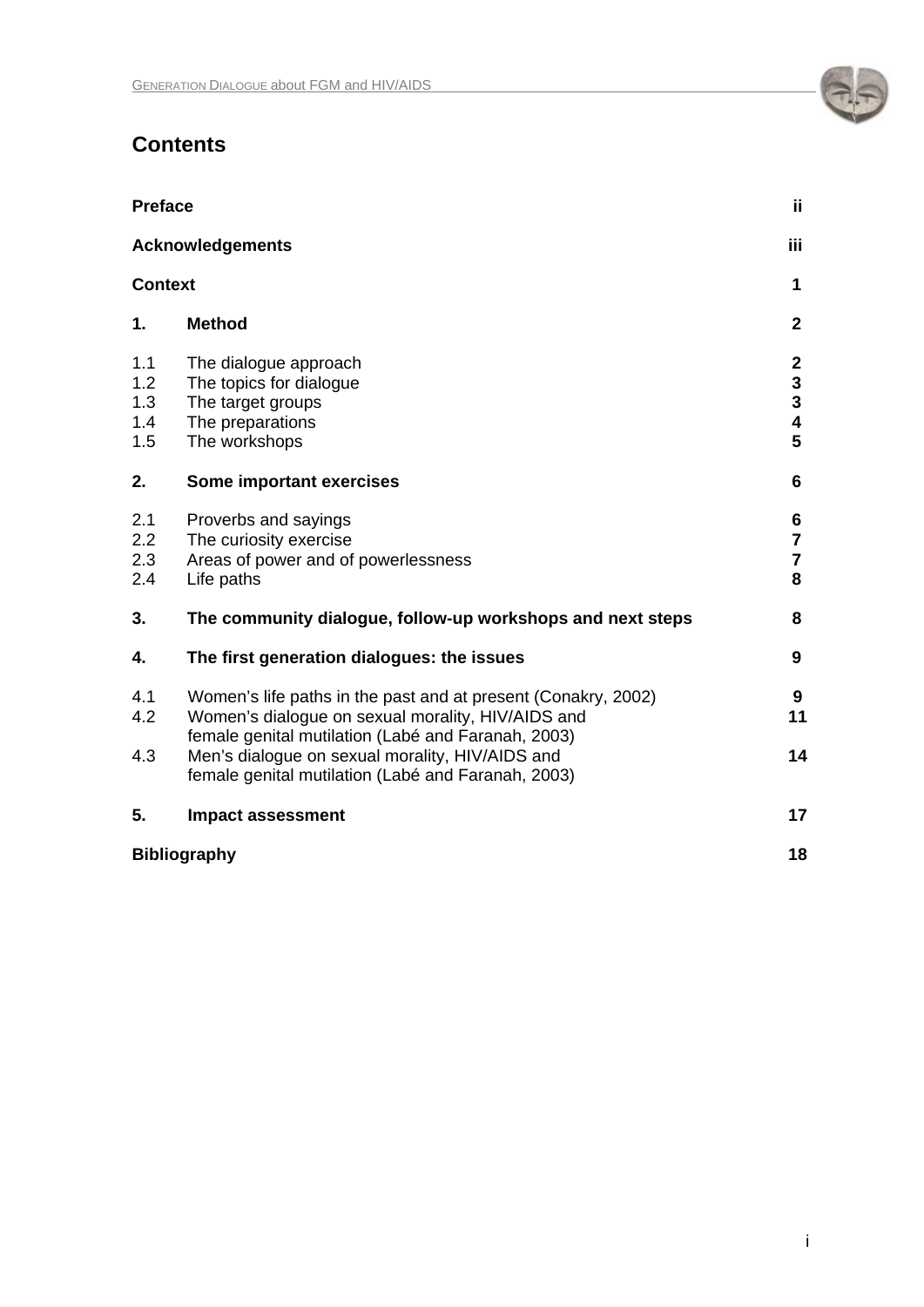# Contents

| | | |
|---|---|---|
| **Preface** | | **ii** |
| **Acknowledgements** | | **iii** |
| **Context** | | **1** |
| **1.** | **Method** | **2** |
| 1.1 | The dialogue approach | **2** |
| 1.2 | The topics for dialogue | **3** |
| 1.3 | The target groups | **3** |
| 1.4 | The preparations | **4** |
| 1.5 | The workshops | **5** |
| **2.** | **Some important exercises** | **6** |
| 2.1 | Proverbs and sayings | **6** |
| 2.2 | The curiosity exercise | **7** |
| 2.3 | Areas of power and of powerlessness | **7** |
| 2.4 | Life paths | **8** |
| **3.** | **The community dialogue, follow-up workshops and next steps** | **8** |
| **4.** | **The first generation dialogues: the issues** | **9** |
| 4.1 | Women's life paths in the past and at present (Conakry, 2002) | **9** |
| 4.2 | Women's dialogue on sexual morality, HIV/AIDS and female genital mutilation (Labé and Faranah, 2003) | **11** |
| 4.3 | Men's dialogue on sexual morality, HIV/AIDS and female genital mutilation (Labé and Faranah, 2003) | **14** |
| **5.** | **Impact assessment** | **17** |
| **Bibliography** | | **18** |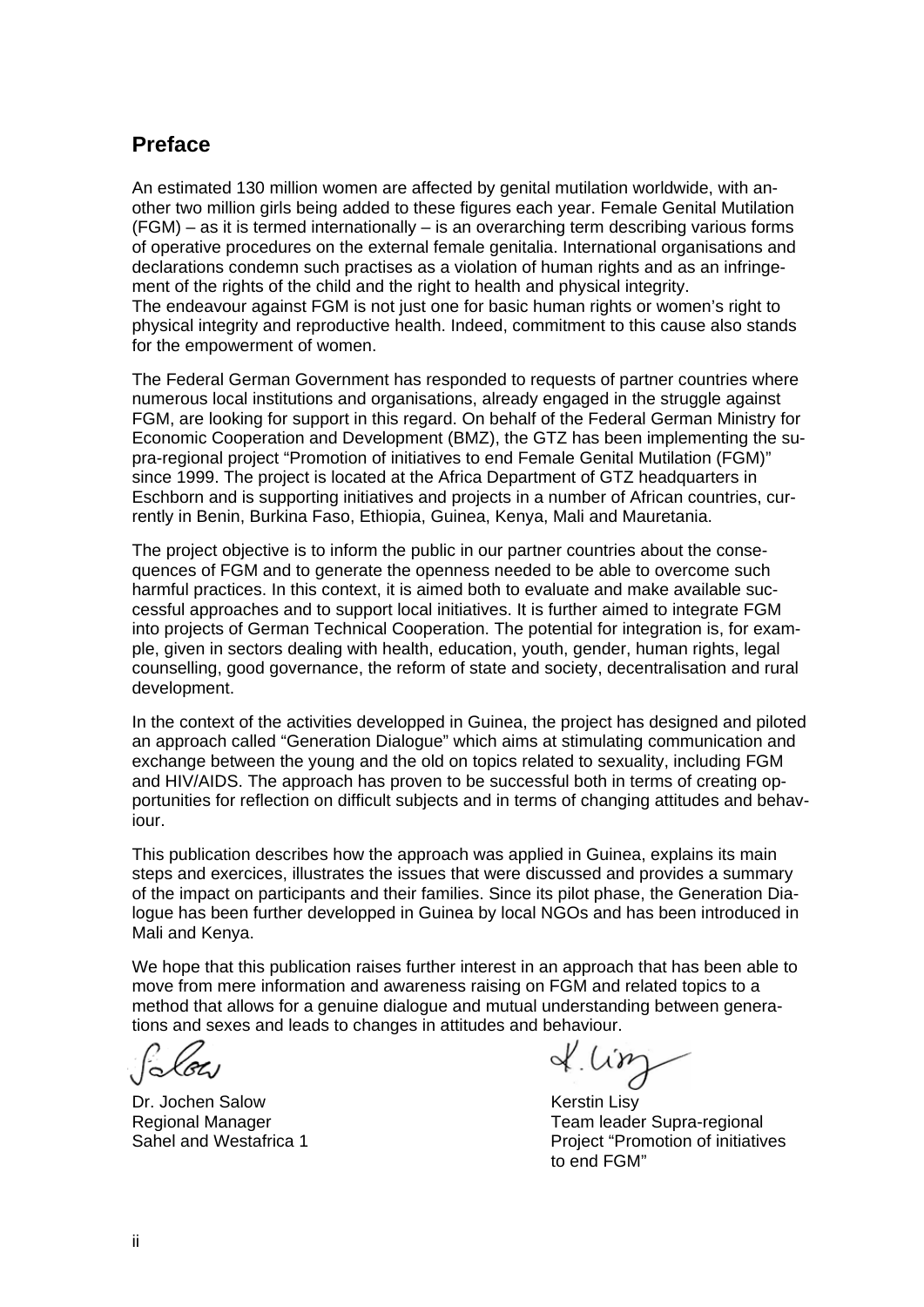## Preface

An estimated 130 million women are affected by genital mutilation worldwide, with another two million girls being added to these figures each year. Female Genital Mutilation (FGM) – as it is termed internationally – is an overarching term describing various forms of operative procedures on the external female genitalia. International organisations and declarations condemn such practises as a violation of human rights and as an infringement of the rights of the child and the right to health and physical integrity.
The endeavour against FGM is not just one for basic human rights or women's right to physical integrity and reproductive health. Indeed, commitment to this cause also stands for the empowerment of women.

The Federal German Government has responded to requests of partner countries where numerous local institutions and organisations, already engaged in the struggle against FGM, are looking for support in this regard. On behalf of the Federal German Ministry for Economic Cooperation and Development (BMZ), the GTZ has been implementing the supra-regional project "Promotion of initiatives to end Female Genital Mutilation (FGM)" since 1999. The project is located at the Africa Department of GTZ headquarters in Eschborn and is supporting initiatives and projects in a number of African countries, currently in Benin, Burkina Faso, Ethiopia, Guinea, Kenya, Mali and Mauretania.

The project objective is to inform the public in our partner countries about the consequences of FGM and to generate the openness needed to be able to overcome such harmful practices. In this context, it is aimed both to evaluate and make available successful approaches and to support local initiatives. It is further aimed to integrate FGM into projects of German Technical Cooperation. The potential for integration is, for example, given in sectors dealing with health, education, youth, gender, human rights, legal counselling, good governance, the reform of state and society, decentralisation and rural development.

In the context of the activities developped in Guinea, the project has designed and piloted an approach called "Generation Dialogue" which aims at stimulating communication and exchange between the young and the old on topics related to sexuality, including FGM and HIV/AIDS. The approach has proven to be successful both in terms of creating opportunities for reflection on difficult subjects and in terms of changing attitudes and behaviour.

This publication describes how the approach was applied in Guinea, explains its main steps and exercices, illustrates the issues that were discussed and provides a summary of the impact on participants and their families. Since its pilot phase, the Generation Dialogue has been further developped in Guinea by local NGOs and has been introduced in Mali and Kenya.

We hope that this publication raises further interest in an approach that has been able to move from mere information and awareness raising on FGM and related topics to a method that allows for a genuine dialogue and mutual understanding between generations and sexes and leads to changes in attitudes and behaviour.

Dr. Jochen Salow
Regional Manager
Sahel and Westafrica 1

Kerstin Lisy
Team leader Supra-regional
Project "Promotion of initiatives to end FGM"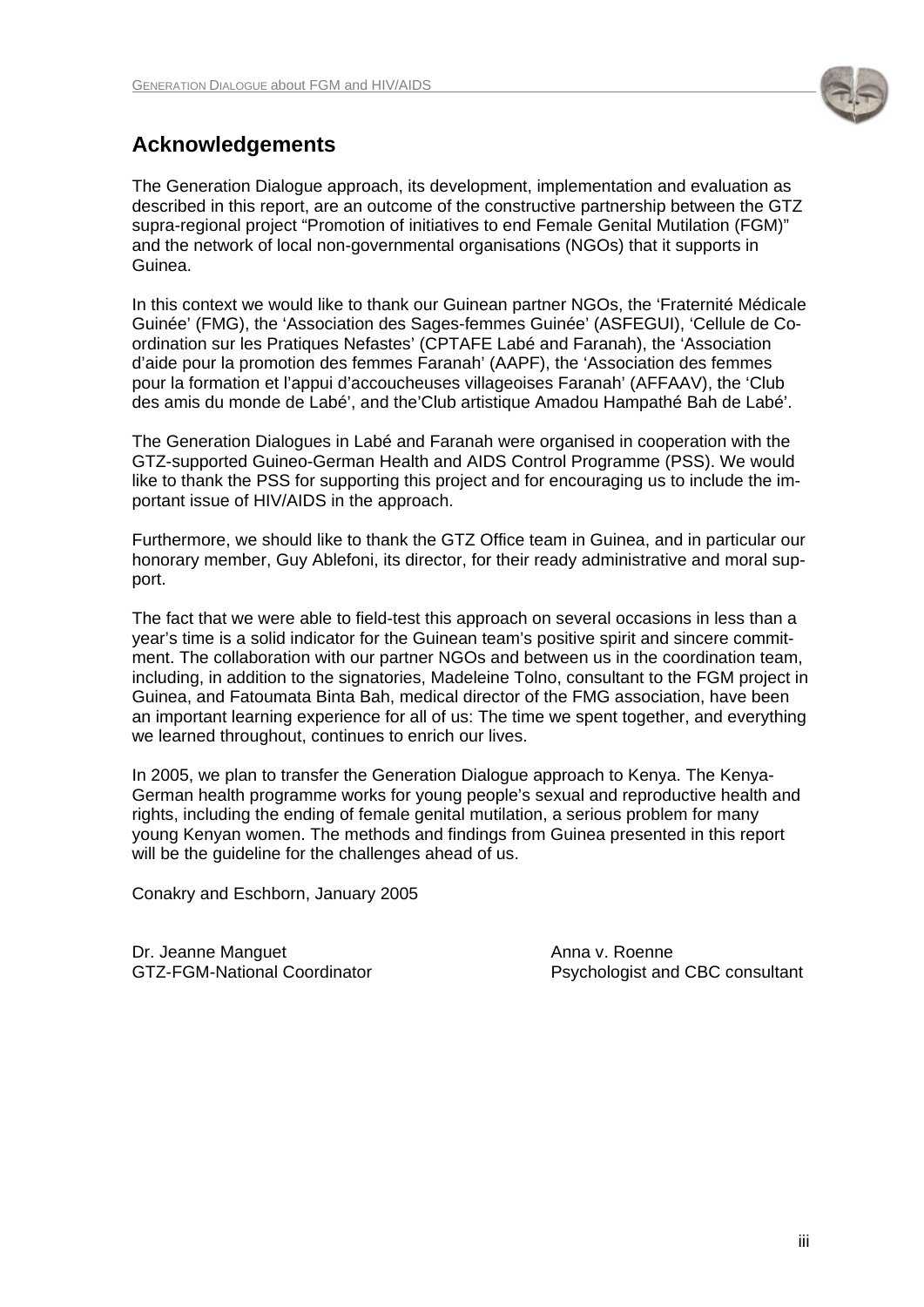## Acknowledgements

The Generation Dialogue approach, its development, implementation and evaluation as described in this report, are an outcome of the constructive partnership between the GTZ supra-regional project “Promotion of initiatives to end Female Genital Mutilation (FGM)” and the network of local non-governmental organisations (NGOs) that it supports in Guinea.

In this context we would like to thank our Guinean partner NGOs, the ‘Fraternité Médicale Guinée’ (FMG), the ‘Association des Sages-femmes Guinée’ (ASFEGUI), ‘Cellule de Coordination sur les Pratiques Nefastes’ (CPTAFE Labé and Faranah), the ‘Association d’aide pour la promotion des femmes Faranah’ (AAPF), the ‘Association des femmes pour la formation et l’appui d’accoucheuses villageoises Faranah’ (AFFAAV), the ‘Club des amis du monde de Labé’, and the’Club artistique Amadou Hampathé Bah de Labé’.

The Generation Dialogues in Labé and Faranah were organised in cooperation with the GTZ-supported Guineo-German Health and AIDS Control Programme (PSS). We would like to thank the PSS for supporting this project and for encouraging us to include the important issue of HIV/AIDS in the approach.

Furthermore, we should like to thank the GTZ Office team in Guinea, and in particular our honorary member, Guy Ablefoni, its director, for their ready administrative and moral support.

The fact that we were able to field-test this approach on several occasions in less than a year’s time is a solid indicator for the Guinean team’s positive spirit and sincere commitment. The collaboration with our partner NGOs and between us in the coordination team, including, in addition to the signatories, Madeleine Tolno, consultant to the FGM project in Guinea, and Fatoumata Binta Bah, medical director of the FMG association, have been an important learning experience for all of us: The time we spent together, and everything we learned throughout, continues to enrich our lives.

In 2005, we plan to transfer the Generation Dialogue approach to Kenya. The Kenya-German health programme works for young people’s sexual and reproductive health and rights, including the ending of female genital mutilation, a serious problem for many young Kenyan women. The methods and findings from Guinea presented in this report will be the guideline for the challenges ahead of us.

Conakry and Eschborn, January 2005

Dr. Jeanne Manguet
GTZ-FGM-National Coordinator

Anna v. Roenne
Psychologist and CBC consultant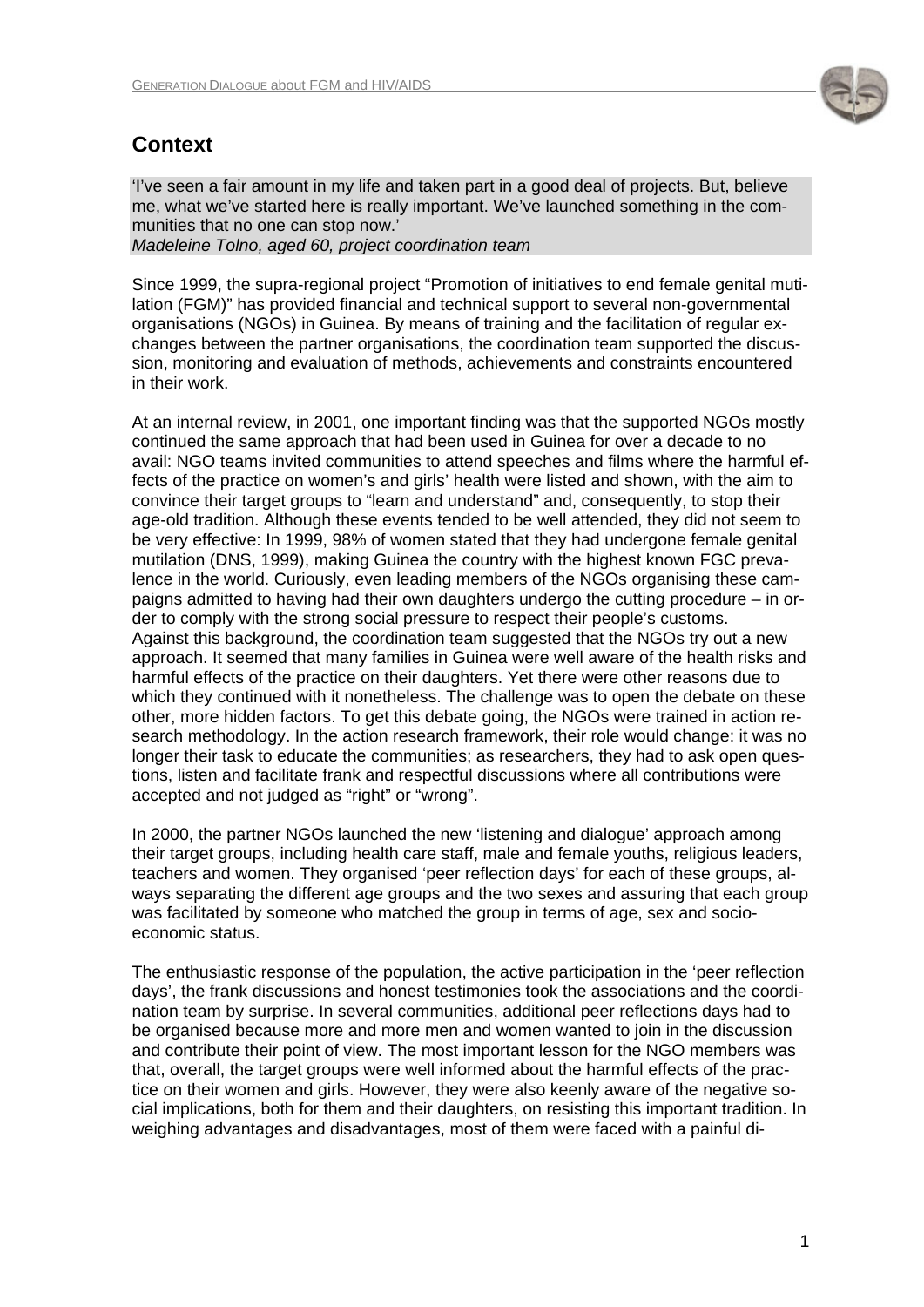## Context

'I've seen a fair amount in my life and taken part in a good deal of projects. But, believe me, what we've started here is really important. We've launched something in the communities that no one can stop now.'
*Madeleine Tolno, aged 60, project coordination team*

Since 1999, the supra-regional project "Promotion of initiatives to end female genital mutilation (FGM)" has provided financial and technical support to several non-governmental organisations (NGOs) in Guinea. By means of training and the facilitation of regular exchanges between the partner organisations, the coordination team supported the discussion, monitoring and evaluation of methods, achievements and constraints encountered in their work.

At an internal review, in 2001, one important finding was that the supported NGOs mostly continued the same approach that had been used in Guinea for over a decade to no avail: NGO teams invited communities to attend speeches and films where the harmful effects of the practice on women's and girls' health were listed and shown, with the aim to convince their target groups to "learn and understand" and, consequently, to stop their age-old tradition. Although these events tended to be well attended, they did not seem to be very effective: In 1999, 98% of women stated that they had undergone female genital mutilation (DNS, 1999), making Guinea the country with the highest known FGC prevalence in the world. Curiously, even leading members of the NGOs organising these campaigns admitted to having had their own daughters undergo the cutting procedure – in order to comply with the strong social pressure to respect their people's customs.
Against this background, the coordination team suggested that the NGOs try out a new approach. It seemed that many families in Guinea were well aware of the health risks and harmful effects of the practice on their daughters. Yet there were other reasons due to which they continued with it nonetheless. The challenge was to open the debate on these other, more hidden factors. To get this debate going, the NGOs were trained in action research methodology. In the action research framework, their role would change: it was no longer their task to educate the communities; as researchers, they had to ask open questions, listen and facilitate frank and respectful discussions where all contributions were accepted and not judged as "right" or "wrong".

In 2000, the partner NGOs launched the new 'listening and dialogue' approach among their target groups, including health care staff, male and female youths, religious leaders, teachers and women. They organised 'peer reflection days' for each of these groups, always separating the different age groups and the two sexes and assuring that each group was facilitated by someone who matched the group in terms of age, sex and socio-economic status.

The enthusiastic response of the population, the active participation in the 'peer reflection days', the frank discussions and honest testimonies took the associations and the coordination team by surprise. In several communities, additional peer reflections days had to be organised because more and more men and women wanted to join in the discussion and contribute their point of view. The most important lesson for the NGO members was that, overall, the target groups were well informed about the harmful effects of the practice on their women and girls. However, they were also keenly aware of the negative social implications, both for them and their daughters, on resisting this important tradition. In weighing advantages and disadvantages, most of them were faced with a painful di-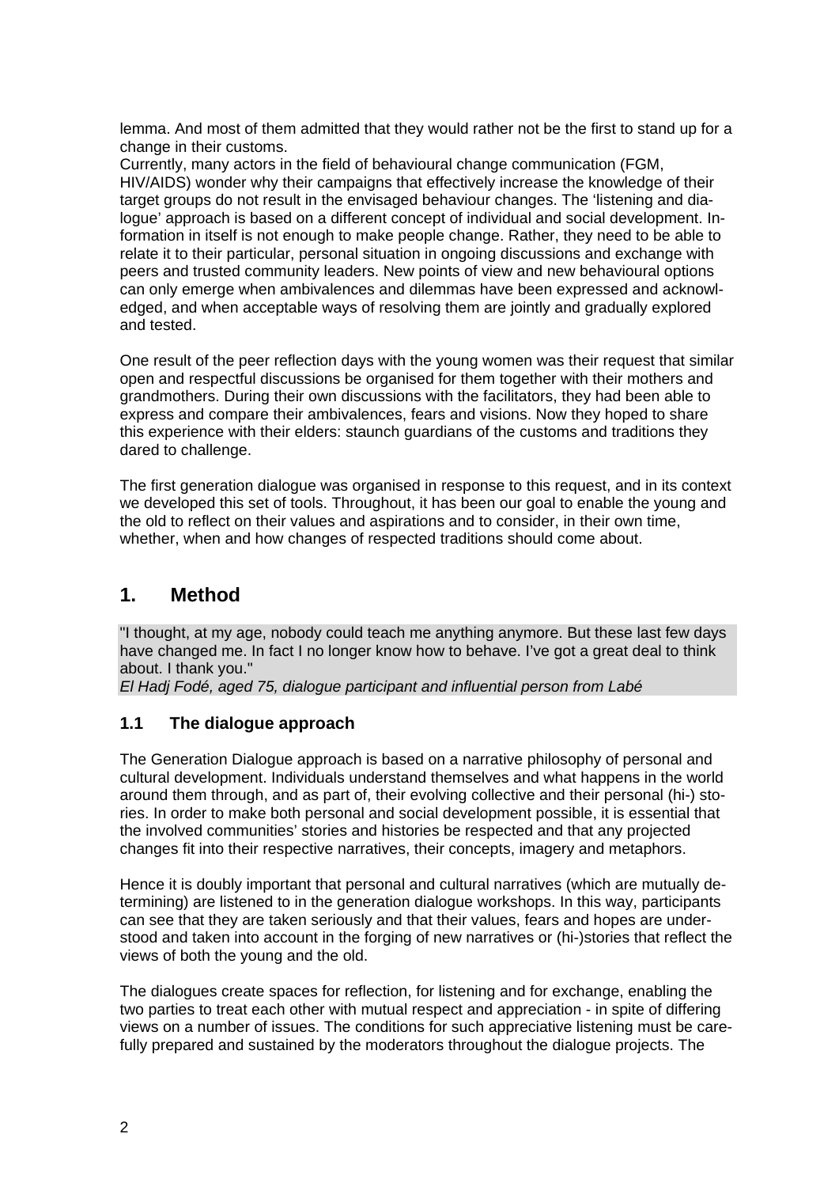lemma. And most of them admitted that they would rather not be the first to stand up for a change in their customs.
Currently, many actors in the field of behavioural change communication (FGM, HIV/AIDS) wonder why their campaigns that effectively increase the knowledge of their target groups do not result in the envisaged behaviour changes. The 'listening and dialogue' approach is based on a different concept of individual and social development. Information in itself is not enough to make people change. Rather, they need to be able to relate it to their particular, personal situation in ongoing discussions and exchange with peers and trusted community leaders. New points of view and new behavioural options can only emerge when ambivalences and dilemmas have been expressed and acknowledged, and when acceptable ways of resolving them are jointly and gradually explored and tested.

One result of the peer reflection days with the young women was their request that similar open and respectful discussions be organised for them together with their mothers and grandmothers. During their own discussions with the facilitators, they had been able to express and compare their ambivalences, fears and visions. Now they hoped to share this experience with their elders: staunch guardians of the customs and traditions they dared to challenge.

The first generation dialogue was organised in response to this request, and in its context we developed this set of tools. Throughout, it has been our goal to enable the young and the old to reflect on their values and aspirations and to consider, in their own time, whether, when and how changes of respected traditions should come about.

# 1. Method

> "I thought, at my age, nobody could teach me anything anymore. But these last few days have changed me. In fact I no longer know how to behave. I've got a great deal to think about. I thank you."
> *El Hadj Fodé, aged 75, dialogue participant and influential person from Labé*

## 1.1 The dialogue approach

The Generation Dialogue approach is based on a narrative philosophy of personal and cultural development. Individuals understand themselves and what happens in the world around them through, and as part of, their evolving collective and their personal (hi-) stories. In order to make both personal and social development possible, it is essential that the involved communities' stories and histories be respected and that any projected changes fit into their respective narratives, their concepts, imagery and metaphors.

Hence it is doubly important that personal and cultural narratives (which are mutually determining) are listened to in the generation dialogue workshops. In this way, participants can see that they are taken seriously and that their values, fears and hopes are understood and taken into account in the forging of new narratives or (hi-)stories that reflect the views of both the young and the old.

The dialogues create spaces for reflection, for listening and for exchange, enabling the two parties to treat each other with mutual respect and appreciation - in spite of differing views on a number of issues. The conditions for such appreciative listening must be carefully prepared and sustained by the moderators throughout the dialogue projects. The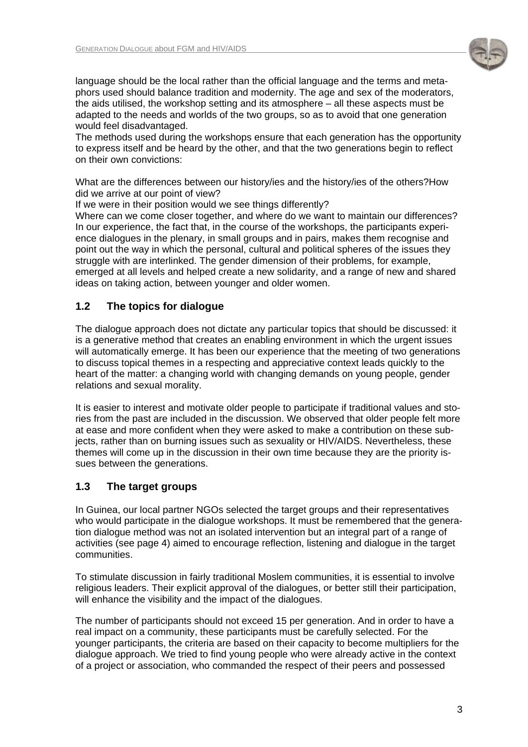language should be the local rather than the official language and the terms and metaphors used should balance tradition and modernity. The age and sex of the moderators, the aids utilised, the workshop setting and its atmosphere – all these aspects must be adapted to the needs and worlds of the two groups, so as to avoid that one generation would feel disadvantaged.
The methods used during the workshops ensure that each generation has the opportunity to express itself and be heard by the other, and that the two generations begin to reflect on their own convictions:

What are the differences between our history/ies and the history/ies of the others?How did we arrive at our point of view?
If we were in their position would we see things differently?
Where can we come closer together, and where do we want to maintain our differences?
In our experience, the fact that, in the course of the workshops, the participants experience dialogues in the plenary, in small groups and in pairs, makes them recognise and point out the way in which the personal, cultural and political spheres of the issues they struggle with are interlinked. The gender dimension of their problems, for example, emerged at all levels and helped create a new solidarity, and a range of new and shared ideas on taking action, between younger and older women.

## 1.2 The topics for dialogue

The dialogue approach does not dictate any particular topics that should be discussed: it is a generative method that creates an enabling environment in which the urgent issues will automatically emerge. It has been our experience that the meeting of two generations to discuss topical themes in a respecting and appreciative context leads quickly to the heart of the matter: a changing world with changing demands on young people, gender relations and sexual morality.

It is easier to interest and motivate older people to participate if traditional values and stories from the past are included in the discussion. We observed that older people felt more at ease and more confident when they were asked to make a contribution on these subjects, rather than on burning issues such as sexuality or HIV/AIDS. Nevertheless, these themes will come up in the discussion in their own time because they are the priority issues between the generations.

## 1.3 The target groups

In Guinea, our local partner NGOs selected the target groups and their representatives who would participate in the dialogue workshops. It must be remembered that the generation dialogue method was not an isolated intervention but an integral part of a range of activities (see page 4) aimed to encourage reflection, listening and dialogue in the target communities.

To stimulate discussion in fairly traditional Moslem communities, it is essential to involve religious leaders. Their explicit approval of the dialogues, or better still their participation, will enhance the visibility and the impact of the dialogues.

The number of participants should not exceed 15 per generation. And in order to have a real impact on a community, these participants must be carefully selected. For the younger participants, the criteria are based on their capacity to become multipliers for the dialogue approach. We tried to find young people who were already active in the context of a project or association, who commanded the respect of their peers and possessed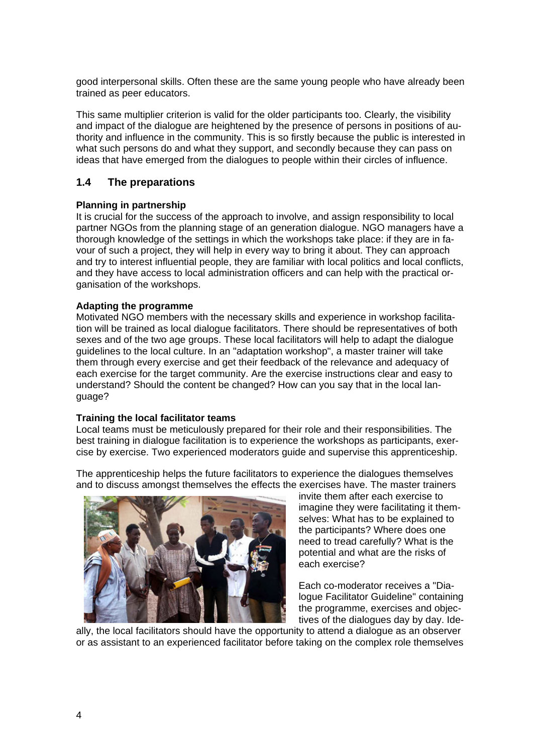good interpersonal skills. Often these are the same young people who have already been trained as peer educators.

This same multiplier criterion is valid for the older participants too. Clearly, the visibility and impact of the dialogue are heightened by the presence of persons in positions of authority and influence in the community. This is so firstly because the public is interested in what such persons do and what they support, and secondly because they can pass on ideas that have emerged from the dialogues to people within their circles of influence.

## 1.4 The preparations

**Planning in partnership**

It is crucial for the success of the approach to involve, and assign responsibility to local partner NGOs from the planning stage of an generation dialogue. NGO managers have a thorough knowledge of the settings in which the workshops take place: if they are in favour of such a project, they will help in every way to bring it about. They can approach and try to interest influential people, they are familiar with local politics and local conflicts, and they have access to local administration officers and can help with the practical organisation of the workshops.

**Adapting the programme**

Motivated NGO members with the necessary skills and experience in workshop facilitation will be trained as local dialogue facilitators. There should be representatives of both sexes and of the two age groups. These local facilitators will help to adapt the dialogue guidelines to the local culture. In an "adaptation workshop", a master trainer will take them through every exercise and get their feedback of the relevance and adequacy of each exercise for the target community. Are the exercise instructions clear and easy to understand? Should the content be changed? How can you say that in the local language?

**Training the local facilitator teams**

Local teams must be meticulously prepared for their role and their responsibilities. The best training in dialogue facilitation is to experience the workshops as participants, exercise by exercise. Two experienced moderators guide and supervise this apprenticeship.

The apprenticeship helps the future facilitators to experience the dialogues themselves and to discuss amongst themselves the effects the exercises have. The master trainers invite them after each exercise to imagine they were facilitating it themselves: What has to be explained to the participants? Where does one need to tread carefully? What is the potential and what are the risks of each exercise?

Each co-moderator receives a "Dialogue Facilitator Guideline" containing the programme, exercises and objectives of the dialogues day by day. Ideally, the local facilitators should have the opportunity to attend a dialogue as an observer or as assistant to an experienced facilitator before taking on the complex role themselves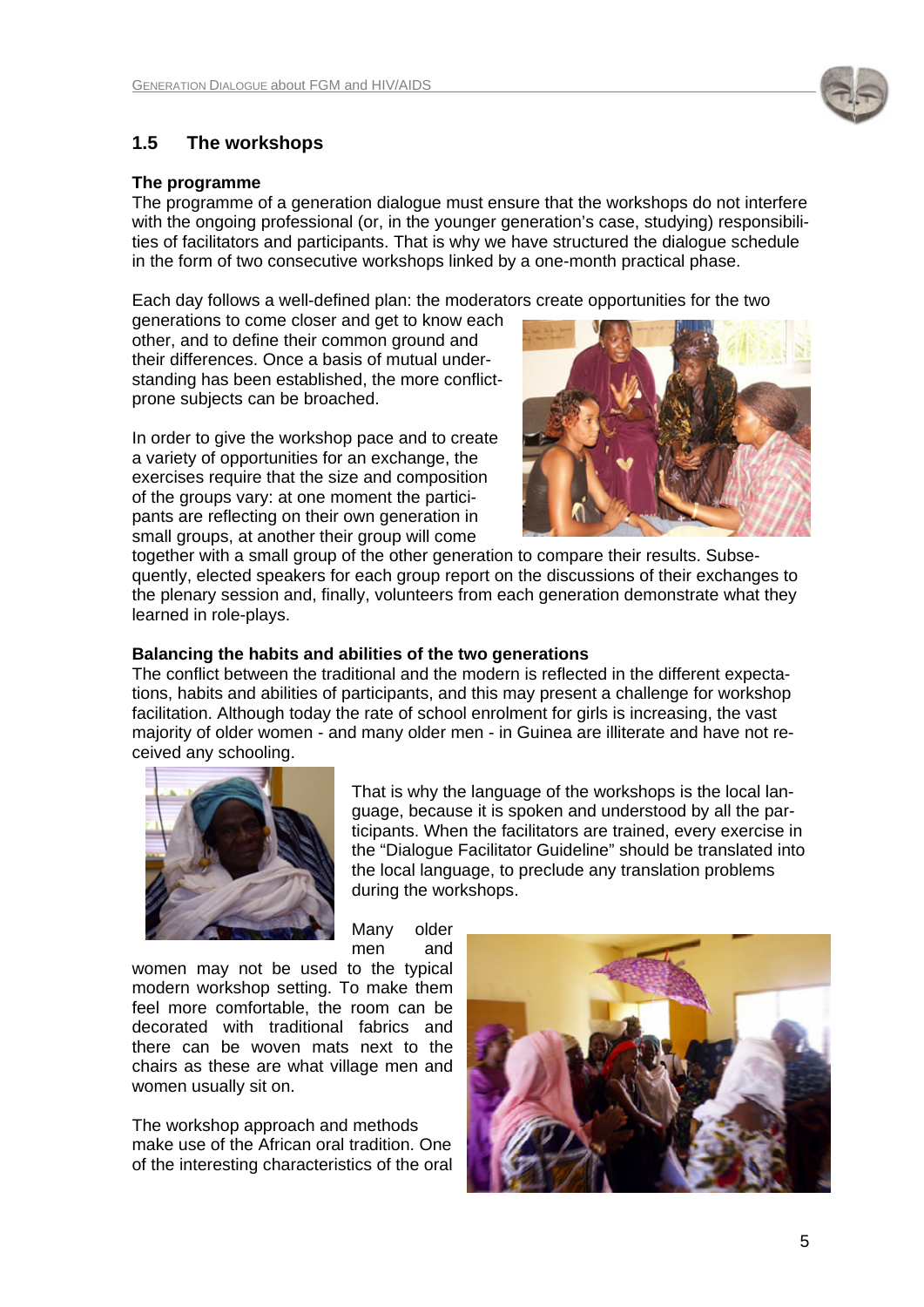## 1.5 The workshops

**The programme**

The programme of a generation dialogue must ensure that the workshops do not interfere with the ongoing professional (or, in the younger generation's case, studying) responsibilities of facilitators and participants. That is why we have structured the dialogue schedule in the form of two consecutive workshops linked by a one-month practical phase.

Each day follows a well-defined plan: the moderators create opportunities for the two generations to come closer and get to know each other, and to define their common ground and their differences. Once a basis of mutual understanding has been established, the more conflict-prone subjects can be broached.

In order to give the workshop pace and to create a variety of opportunities for an exchange, the exercises require that the size and composition of the groups vary: at one moment the participants are reflecting on their own generation in small groups, at another their group will come together with a small group of the other generation to compare their results. Subsequently, elected speakers for each group report on the discussions of their exchanges to the plenary session and, finally, volunteers from each generation demonstrate what they learned in role-plays.

**Balancing the habits and abilities of the two generations**

The conflict between the traditional and the modern is reflected in the different expectations, habits and abilities of participants, and this may present a challenge for workshop facilitation. Although today the rate of school enrolment for girls is increasing, the vast majority of older women - and many older men - in Guinea are illiterate and have not received any schooling.

That is why the language of the workshops is the local language, because it is spoken and understood by all the participants. When the facilitators are trained, every exercise in the "Dialogue Facilitator Guideline" should be translated into the local language, to preclude any translation problems during the workshops.

Many older men and women may not be used to the typical modern workshop setting. To make them feel more comfortable, the room can be decorated with traditional fabrics and there can be woven mats next to the chairs as these are what village men and women usually sit on.

The workshop approach and methods make use of the African oral tradition. One of the interesting characteristics of the oral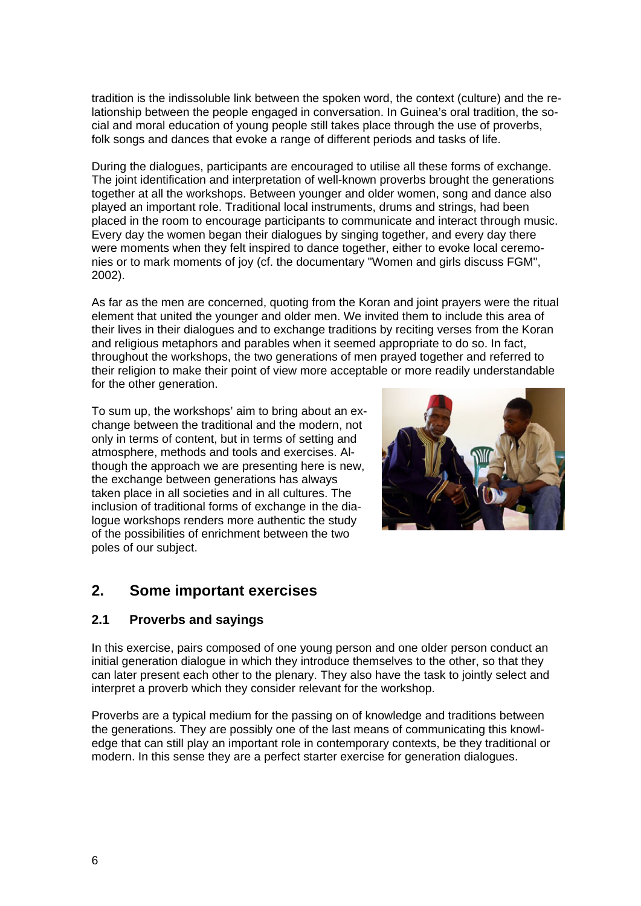tradition is the indissoluble link between the spoken word, the context (culture) and the relationship between the people engaged in conversation. In Guinea's oral tradition, the social and moral education of young people still takes place through the use of proverbs, folk songs and dances that evoke a range of different periods and tasks of life.

During the dialogues, participants are encouraged to utilise all these forms of exchange. The joint identification and interpretation of well-known proverbs brought the generations together at all the workshops. Between younger and older women, song and dance also played an important role. Traditional local instruments, drums and strings, had been placed in the room to encourage participants to communicate and interact through music. Every day the women began their dialogues by singing together, and every day there were moments when they felt inspired to dance together, either to evoke local ceremonies or to mark moments of joy (cf. the documentary "Women and girls discuss FGM", 2002).

As far as the men are concerned, quoting from the Koran and joint prayers were the ritual element that united the younger and older men. We invited them to include this area of their lives in their dialogues and to exchange traditions by reciting verses from the Koran and religious metaphors and parables when it seemed appropriate to do so. In fact, throughout the workshops, the two generations of men prayed together and referred to their religion to make their point of view more acceptable or more readily understandable for the other generation.

To sum up, the workshops' aim to bring about an exchange between the traditional and the modern, not only in terms of content, but in terms of setting and atmosphere, methods and tools and exercises. Although the approach we are presenting here is new, the exchange between generations has always taken place in all societies and in all cultures. The inclusion of traditional forms of exchange in the dialogue workshops renders more authentic the study of the possibilities of enrichment between the two poles of our subject.

## 2. Some important exercises

### 2.1 Proverbs and sayings

In this exercise, pairs composed of one young person and one older person conduct an initial generation dialogue in which they introduce themselves to the other, so that they can later present each other to the plenary. They also have the task to jointly select and interpret a proverb which they consider relevant for the workshop.

Proverbs are a typical medium for the passing on of knowledge and traditions between the generations. They are possibly one of the last means of communicating this knowledge that can still play an important role in contemporary contexts, be they traditional or modern. In this sense they are a perfect starter exercise for generation dialogues.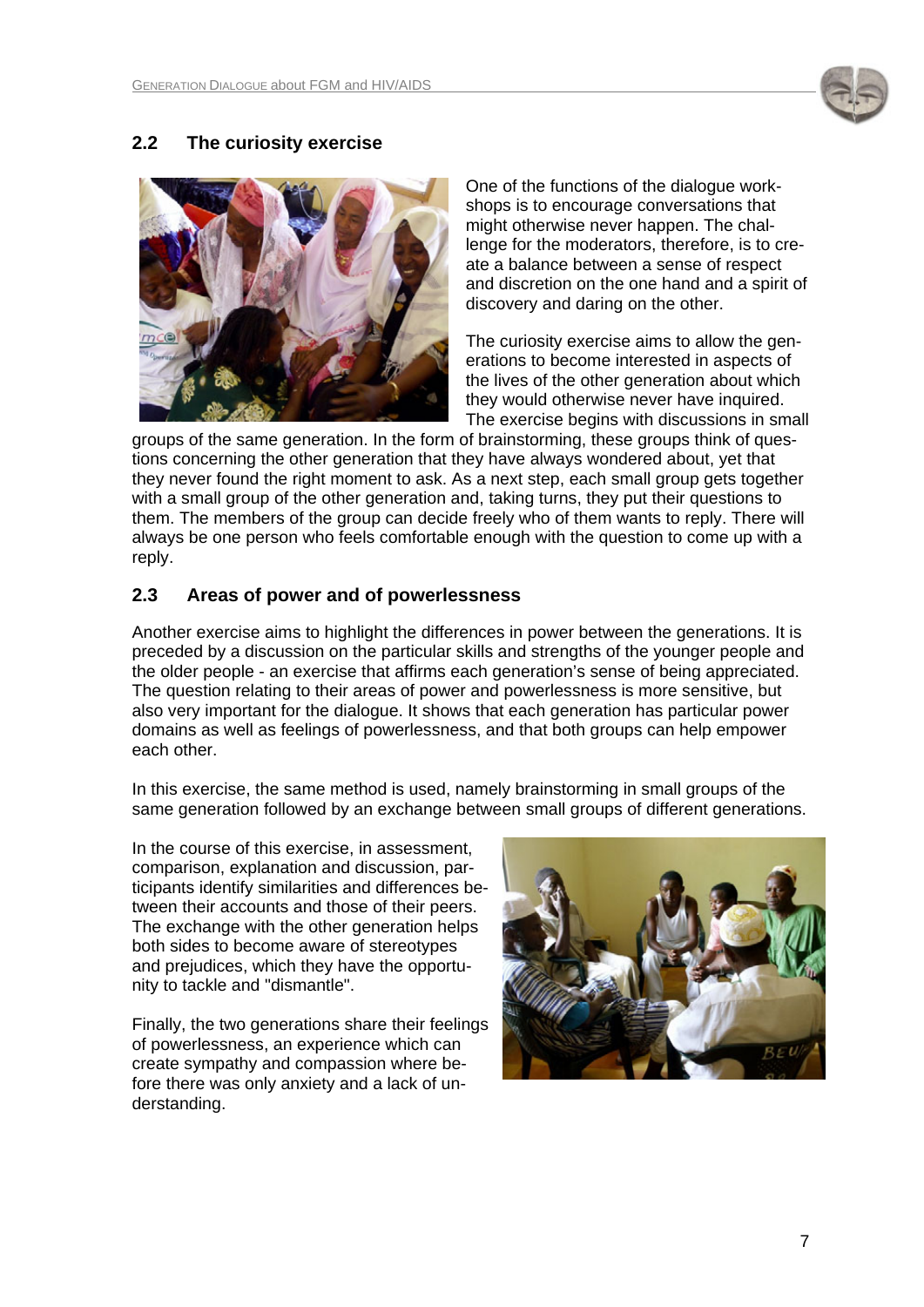## 2.2 The curiosity exercise

One of the functions of the dialogue workshops is to encourage conversations that might otherwise never happen. The challenge for the moderators, therefore, is to create a balance between a sense of respect and discretion on the one hand and a spirit of discovery and daring on the other.

The curiosity exercise aims to allow the generations to become interested in aspects of the lives of the other generation about which they would otherwise never have inquired. The exercise begins with discussions in small groups of the same generation. In the form of brainstorming, these groups think of questions concerning the other generation that they have always wondered about, yet that they never found the right moment to ask. As a next step, each small group gets together with a small group of the other generation and, taking turns, they put their questions to them. The members of the group can decide freely who of them wants to reply. There will always be one person who feels comfortable enough with the question to come up with a reply.

## 2.3 Areas of power and of powerlessness

Another exercise aims to highlight the differences in power between the generations. It is preceded by a discussion on the particular skills and strengths of the younger people and the older people - an exercise that affirms each generation's sense of being appreciated. The question relating to their areas of power and powerlessness is more sensitive, but also very important for the dialogue. It shows that each generation has particular power domains as well as feelings of powerlessness, and that both groups can help empower each other.

In this exercise, the same method is used, namely brainstorming in small groups of the same generation followed by an exchange between small groups of different generations.

In the course of this exercise, in assessment, comparison, explanation and discussion, participants identify similarities and differences between their accounts and those of their peers. The exchange with the other generation helps both sides to become aware of stereotypes and prejudices, which they have the opportunity to tackle and "dismantle".

Finally, the two generations share their feelings of powerlessness, an experience which can create sympathy and compassion where before there was only anxiety and a lack of understanding.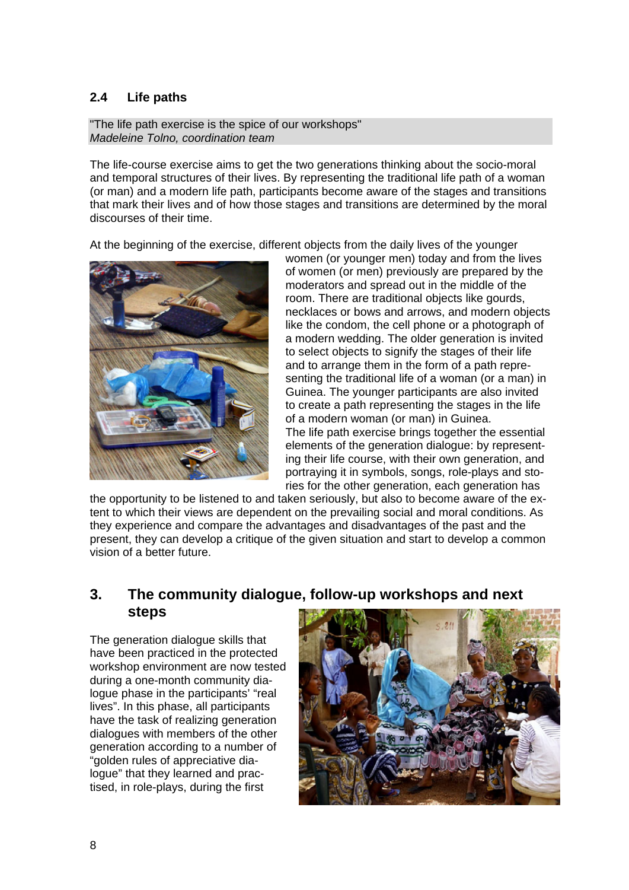## 2.4 Life paths

"The life path exercise is the spice of our workshops"
*Madeleine Tolno, coordination team*

The life-course exercise aims to get the two generations thinking about the socio-moral and temporal structures of their lives. By representing the traditional life path of a woman (or man) and a modern life path, participants become aware of the stages and transitions that mark their lives and of how those stages and transitions are determined by the moral discourses of their time.

At the beginning of the exercise, different objects from the daily lives of the younger women (or younger men) today and from the lives of women (or men) previously are prepared by the moderators and spread out in the middle of the room. There are traditional objects like gourds, necklaces or bows and arrows, and modern objects like the condom, the cell phone or a photograph of a modern wedding. The older generation is invited to select objects to signify the stages of their life and to arrange them in the form of a path representing the traditional life of a woman (or a man) in Guinea. The younger participants are also invited to create a path representing the stages in the life of a modern woman (or man) in Guinea.

The life path exercise brings together the essential elements of the generation dialogue: by representing their life course, with their own generation, and portraying it in symbols, songs, role-plays and stories for the other generation, each generation has the opportunity to be listened to and taken seriously, but also to become aware of the extent to which their views are dependent on the prevailing social and moral conditions. As they experience and compare the advantages and disadvantages of the past and the present, they can develop a critique of the given situation and start to develop a common vision of a better future.

# 3. The community dialogue, follow-up workshops and next steps

The generation dialogue skills that have been practiced in the protected workshop environment are now tested during a one-month community dialogue phase in the participants' "real lives". In this phase, all participants have the task of realizing generation dialogues with members of the other generation according to a number of "golden rules of appreciative dialogue" that they learned and practised, in role-plays, during the first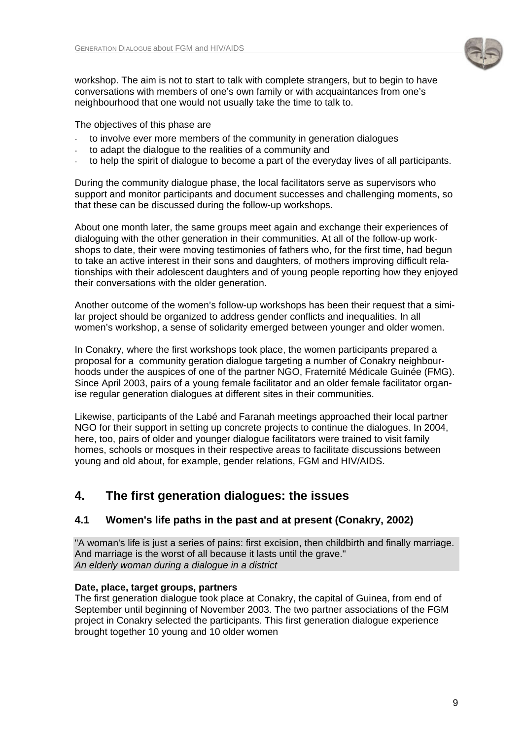workshop. The aim is not to start to talk with complete strangers, but to begin to have conversations with members of one's own family or with acquaintances from one's neighbourhood that one would not usually take the time to talk to.

The objectives of this phase are

- to involve ever more members of the community in generation dialogues
- to adapt the dialogue to the realities of a community and
- to help the spirit of dialogue to become a part of the everyday lives of all participants.

During the community dialogue phase, the local facilitators serve as supervisors who support and monitor participants and document successes and challenging moments, so that these can be discussed during the follow-up workshops.

About one month later, the same groups meet again and exchange their experiences of dialoguing with the other generation in their communities. At all of the follow-up workshops to date, their were moving testimonies of fathers who, for the first time, had begun to take an active interest in their sons and daughters, of mothers improving difficult relationships with their adolescent daughters and of young people reporting how they enjoyed their conversations with the older generation.

Another outcome of the women's follow-up workshops has been their request that a similar project should be organized to address gender conflicts and inequalities. In all women's workshop, a sense of solidarity emerged between younger and older women.

In Conakry, where the first workshops took place, the women participants prepared a proposal for a community geration dialogue targeting a number of Conakry neighbourhoods under the auspices of one of the partner NGO, Fraternité Médicale Guinée (FMG). Since April 2003, pairs of a young female facilitator and an older female facilitator organise regular generation dialogues at different sites in their communities.

Likewise, participants of the Labé and Faranah meetings approached their local partner NGO for their support in setting up concrete projects to continue the dialogues. In 2004, here, too, pairs of older and younger dialogue facilitators were trained to visit family homes, schools or mosques in their respective areas to facilitate discussions between young and old about, for example, gender relations, FGM and HIV/AIDS.

## 4. The first generation dialogues: the issues

### 4.1 Women's life paths in the past and at present (Conakry, 2002)

"A woman's life is just a series of pains: first excision, then childbirth and finally marriage. And marriage is the worst of all because it lasts until the grave."
*An elderly woman during a dialogue in a district*

**Date, place, target groups, partners**
The first generation dialogue took place at Conakry, the capital of Guinea, from end of September until beginning of November 2003. The two partner associations of the FGM project in Conakry selected the participants. This first generation dialogue experience brought together 10 young and 10 older women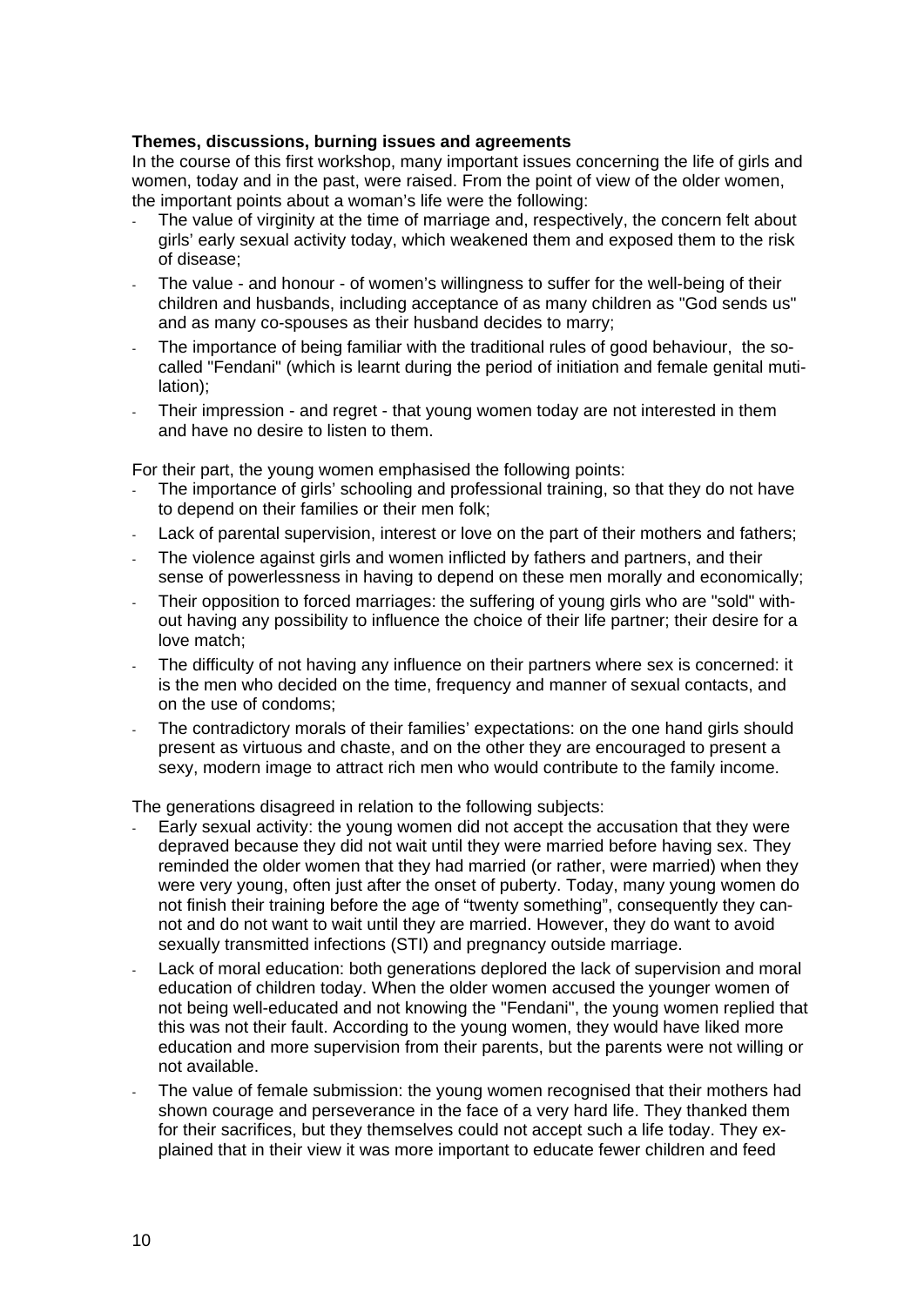**Themes, discussions, burning issues and agreements**

In the course of this first workshop, many important issues concerning the life of girls and women, today and in the past, were raised. From the point of view of the older women, the important points about a woman's life were the following:

- The value of virginity at the time of marriage and, respectively, the concern felt about girls' early sexual activity today, which weakened them and exposed them to the risk of disease;
- The value - and honour - of women's willingness to suffer for the well-being of their children and husbands, including acceptance of as many children as "God sends us" and as many co-spouses as their husband decides to marry;
- The importance of being familiar with the traditional rules of good behaviour, the so-called "Fendani" (which is learnt during the period of initiation and female genital mutilation);
- Their impression - and regret - that young women today are not interested in them and have no desire to listen to them.

For their part, the young women emphasised the following points:

- The importance of girls' schooling and professional training, so that they do not have to depend on their families or their men folk;
- Lack of parental supervision, interest or love on the part of their mothers and fathers;
- The violence against girls and women inflicted by fathers and partners, and their sense of powerlessness in having to depend on these men morally and economically;
- Their opposition to forced marriages: the suffering of young girls who are "sold" without having any possibility to influence the choice of their life partner; their desire for a love match;
- The difficulty of not having any influence on their partners where sex is concerned: it is the men who decided on the time, frequency and manner of sexual contacts, and on the use of condoms;
- The contradictory morals of their families' expectations: on the one hand girls should present as virtuous and chaste, and on the other they are encouraged to present a sexy, modern image to attract rich men who would contribute to the family income.

The generations disagreed in relation to the following subjects:

- Early sexual activity: the young women did not accept the accusation that they were depraved because they did not wait until they were married before having sex. They reminded the older women that they had married (or rather, were married) when they were very young, often just after the onset of puberty. Today, many young women do not finish their training before the age of "twenty something", consequently they cannot and do not want to wait until they are married. However, they do want to avoid sexually transmitted infections (STI) and pregnancy outside marriage.
- Lack of moral education: both generations deplored the lack of supervision and moral education of children today. When the older women accused the younger women of not being well-educated and not knowing the "Fendani", the young women replied that this was not their fault. According to the young women, they would have liked more education and more supervision from their parents, but the parents were not willing or not available.
- The value of female submission: the young women recognised that their mothers had shown courage and perseverance in the face of a very hard life. They thanked them for their sacrifices, but they themselves could not accept such a life today. They explained that in their view it was more important to educate fewer children and feed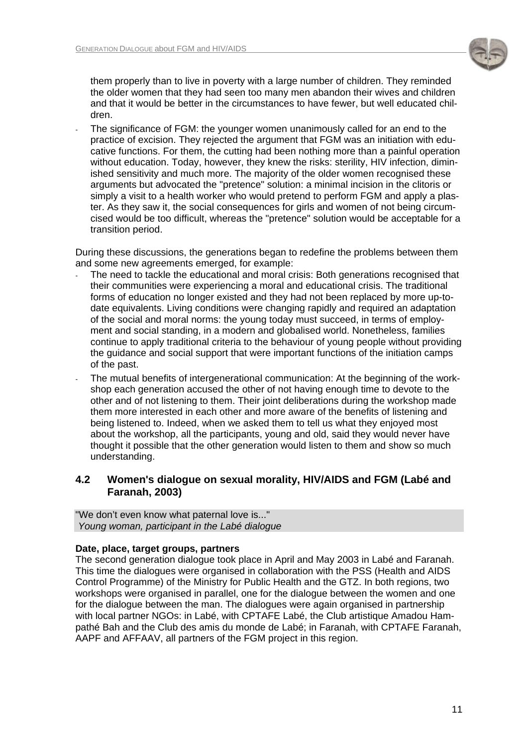them properly than to live in poverty with a large number of children. They reminded the older women that they had seen too many men abandon their wives and children and that it would be better in the circumstances to have fewer, but well educated children.

- The significance of FGM: the younger women unanimously called for an end to the practice of excision. They rejected the argument that FGM was an initiation with educative functions. For them, the cutting had been nothing more than a painful operation without education. Today, however, they knew the risks: sterility, HIV infection, diminished sensitivity and much more. The majority of the older women recognised these arguments but advocated the "pretence" solution: a minimal incision in the clitoris or simply a visit to a health worker who would pretend to perform FGM and apply a plaster. As they saw it, the social consequences for girls and women of not being circumcised would be too difficult, whereas the "pretence" solution would be acceptable for a transition period.

During these discussions, the generations began to redefine the problems between them and some new agreements emerged, for example:

- The need to tackle the educational and moral crisis: Both generations recognised that their communities were experiencing a moral and educational crisis. The traditional forms of education no longer existed and they had not been replaced by more up-to-date equivalents. Living conditions were changing rapidly and required an adaptation of the social and moral norms: the young today must succeed, in terms of employment and social standing, in a modern and globalised world. Nonetheless, families continue to apply traditional criteria to the behaviour of young people without providing the guidance and social support that were important functions of the initiation camps of the past.
- The mutual benefits of intergenerational communication: At the beginning of the workshop each generation accused the other of not having enough time to devote to the other and of not listening to them. Their joint deliberations during the workshop made them more interested in each other and more aware of the benefits of listening and being listened to. Indeed, when we asked them to tell us what they enjoyed most about the workshop, all the participants, young and old, said they would never have thought it possible that the other generation would listen to them and show so much understanding.

## 4.2 Women's dialogue on sexual morality, HIV/AIDS and FGM (Labé and Faranah, 2003)

"We don't even know what paternal love is..."
*Young woman, participant in the Labé dialogue*

**Date, place, target groups, partners**

The second generation dialogue took place in April and May 2003 in Labé and Faranah. This time the dialogues were organised in collaboration with the PSS (Health and AIDS Control Programme) of the Ministry for Public Health and the GTZ. In both regions, two workshops were organised in parallel, one for the dialogue between the women and one for the dialogue between the man. The dialogues were again organised in partnership with local partner NGOs: in Labé, with CPTAFE Labé, the Club artistique Amadou Hampathé Bah and the Club des amis du monde de Labé; in Faranah, with CPTAFE Faranah, AAPF and AFFAAV, all partners of the FGM project in this region.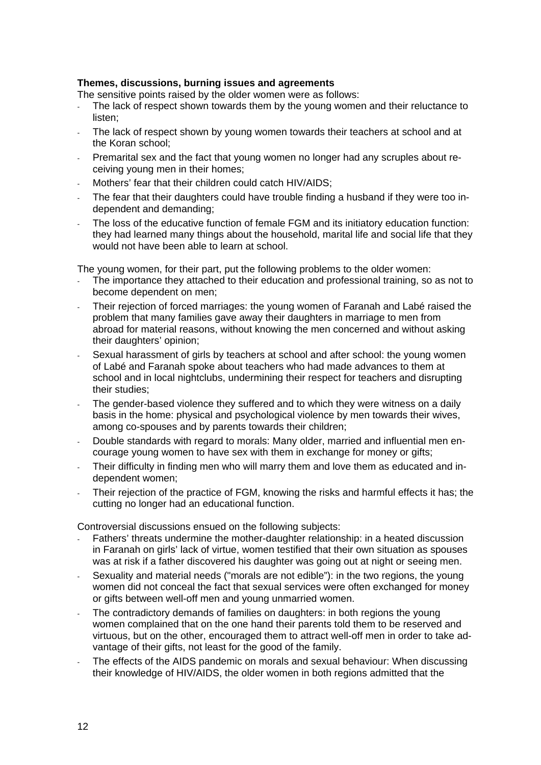**Themes, discussions, burning issues and agreements**

The sensitive points raised by the older women were as follows:

- The lack of respect shown towards them by the young women and their reluctance to listen;
- The lack of respect shown by young women towards their teachers at school and at the Koran school;
- Premarital sex and the fact that young women no longer had any scruples about receiving young men in their homes;
- Mothers' fear that their children could catch HIV/AIDS;
- The fear that their daughters could have trouble finding a husband if they were too independent and demanding;
- The loss of the educative function of female FGM and its initiatory education function: they had learned many things about the household, marital life and social life that they would not have been able to learn at school.

The young women, for their part, put the following problems to the older women:

- The importance they attached to their education and professional training, so as not to become dependent on men;
- Their rejection of forced marriages: the young women of Faranah and Labé raised the problem that many families gave away their daughters in marriage to men from abroad for material reasons, without knowing the men concerned and without asking their daughters' opinion;
- Sexual harassment of girls by teachers at school and after school: the young women of Labé and Faranah spoke about teachers who had made advances to them at school and in local nightclubs, undermining their respect for teachers and disrupting their studies;
- The gender-based violence they suffered and to which they were witness on a daily basis in the home: physical and psychological violence by men towards their wives, among co-spouses and by parents towards their children;
- Double standards with regard to morals: Many older, married and influential men encourage young women to have sex with them in exchange for money or gifts;
- Their difficulty in finding men who will marry them and love them as educated and independent women;
- Their rejection of the practice of FGM, knowing the risks and harmful effects it has; the cutting no longer had an educational function.

Controversial discussions ensued on the following subjects:

- Fathers' threats undermine the mother-daughter relationship: in a heated discussion in Faranah on girls' lack of virtue, women testified that their own situation as spouses was at risk if a father discovered his daughter was going out at night or seeing men.
- Sexuality and material needs ("morals are not edible"): in the two regions, the young women did not conceal the fact that sexual services were often exchanged for money or gifts between well-off men and young unmarried women.
- The contradictory demands of families on daughters: in both regions the young women complained that on the one hand their parents told them to be reserved and virtuous, but on the other, encouraged them to attract well-off men in order to take advantage of their gifts, not least for the good of the family.
- The effects of the AIDS pandemic on morals and sexual behaviour: When discussing their knowledge of HIV/AIDS, the older women in both regions admitted that the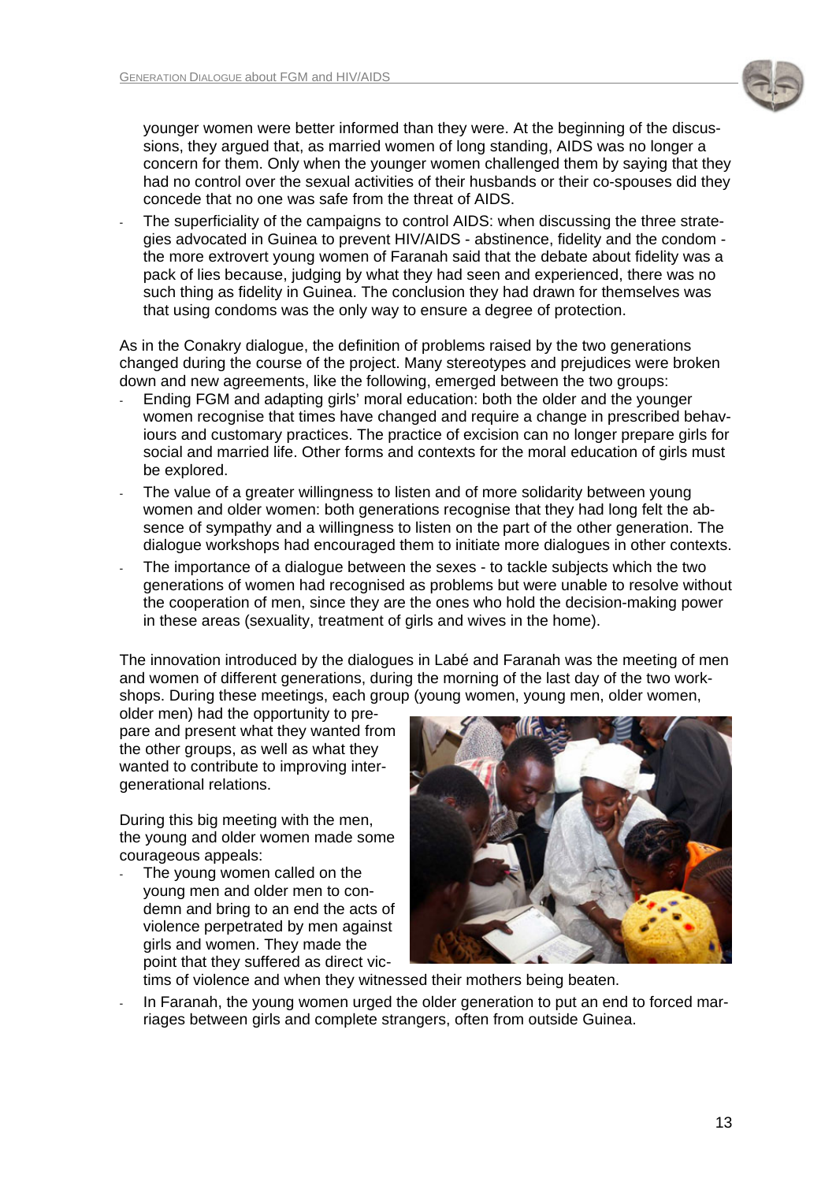younger women were better informed than they were. At the beginning of the discussions, they argued that, as married women of long standing, AIDS was no longer a concern for them. Only when the younger women challenged them by saying that they had no control over the sexual activities of their husbands or their co-spouses did they concede that no one was safe from the threat of AIDS.

- The superficiality of the campaigns to control AIDS: when discussing the three strategies advocated in Guinea to prevent HIV/AIDS - abstinence, fidelity and the condom - the more extrovert young women of Faranah said that the debate about fidelity was a pack of lies because, judging by what they had seen and experienced, there was no such thing as fidelity in Guinea. The conclusion they had drawn for themselves was that using condoms was the only way to ensure a degree of protection.

As in the Conakry dialogue, the definition of problems raised by the two generations changed during the course of the project. Many stereotypes and prejudices were broken down and new agreements, like the following, emerged between the two groups:

- Ending FGM and adapting girls' moral education: both the older and the younger women recognise that times have changed and require a change in prescribed behaviours and customary practices. The practice of excision can no longer prepare girls for social and married life. Other forms and contexts for the moral education of girls must be explored.
- The value of a greater willingness to listen and of more solidarity between young women and older women: both generations recognise that they had long felt the absence of sympathy and a willingness to listen on the part of the other generation. The dialogue workshops had encouraged them to initiate more dialogues in other contexts.
- The importance of a dialogue between the sexes - to tackle subjects which the two generations of women had recognised as problems but were unable to resolve without the cooperation of men, since they are the ones who hold the decision-making power in these areas (sexuality, treatment of girls and wives in the home).

The innovation introduced by the dialogues in Labé and Faranah was the meeting of men and women of different generations, during the morning of the last day of the two workshops. During these meetings, each group (young women, young men, older women, older men) had the opportunity to prepare and present what they wanted from the other groups, as well as what they wanted to contribute to improving intergenerational relations.

During this big meeting with the men, the young and older women made some courageous appeals:

- The young women called on the young men and older men to condemn and bring to an end the acts of violence perpetrated by men against girls and women. They made the point that they suffered as direct victims of violence and when they witnessed their mothers being beaten.
- In Faranah, the young women urged the older generation to put an end to forced marriages between girls and complete strangers, often from outside Guinea.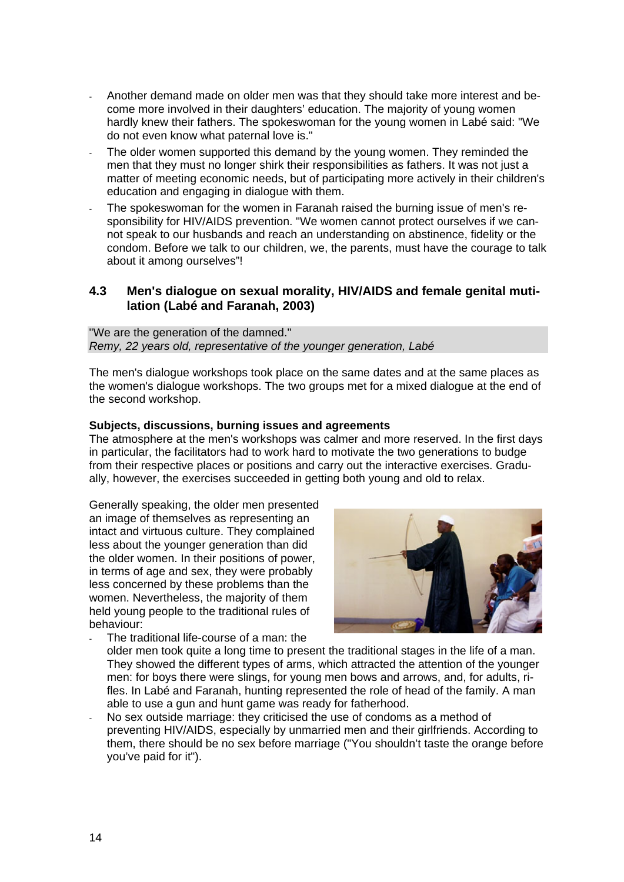- Another demand made on older men was that they should take more interest and become more involved in their daughters' education. The majority of young women hardly knew their fathers. The spokeswoman for the young women in Labé said: "We do not even know what paternal love is."
- The older women supported this demand by the young women. They reminded the men that they must no longer shirk their responsibilities as fathers. It was not just a matter of meeting economic needs, but of participating more actively in their children's education and engaging in dialogue with them.
- The spokeswoman for the women in Faranah raised the burning issue of men's responsibility for HIV/AIDS prevention. "We women cannot protect ourselves if we cannot speak to our husbands and reach an understanding on abstinence, fidelity or the condom. Before we talk to our children, we, the parents, must have the courage to talk about it among ourselves"!

## 4.3 Men's dialogue on sexual morality, HIV/AIDS and female genital mutilation (Labé and Faranah, 2003)

"We are the generation of the damned."
*Remy, 22 years old, representative of the younger generation, Labé*

The men's dialogue workshops took place on the same dates and at the same places as the women's dialogue workshops. The two groups met for a mixed dialogue at the end of the second workshop.

**Subjects, discussions, burning issues and agreements**

The atmosphere at the men's workshops was calmer and more reserved. In the first days in particular, the facilitators had to work hard to motivate the two generations to budge from their respective places or positions and carry out the interactive exercises. Gradually, however, the exercises succeeded in getting both young and old to relax.

Generally speaking, the older men presented an image of themselves as representing an intact and virtuous culture. They complained less about the younger generation than did the older women. In their positions of power, in terms of age and sex, they were probably less concerned by these problems than the women. Nevertheless, the majority of them held young people to the traditional rules of behaviour:

- The traditional life-course of a man: the older men took quite a long time to present the traditional stages in the life of a man. They showed the different types of arms, which attracted the attention of the younger men: for boys there were slings, for young men bows and arrows, and, for adults, rifles. In Labé and Faranah, hunting represented the role of head of the family. A man able to use a gun and hunt game was ready for fatherhood.
- No sex outside marriage: they criticised the use of condoms as a method of preventing HIV/AIDS, especially by unmarried men and their girlfriends. According to them, there should be no sex before marriage ("You shouldn't taste the orange before you've paid for it").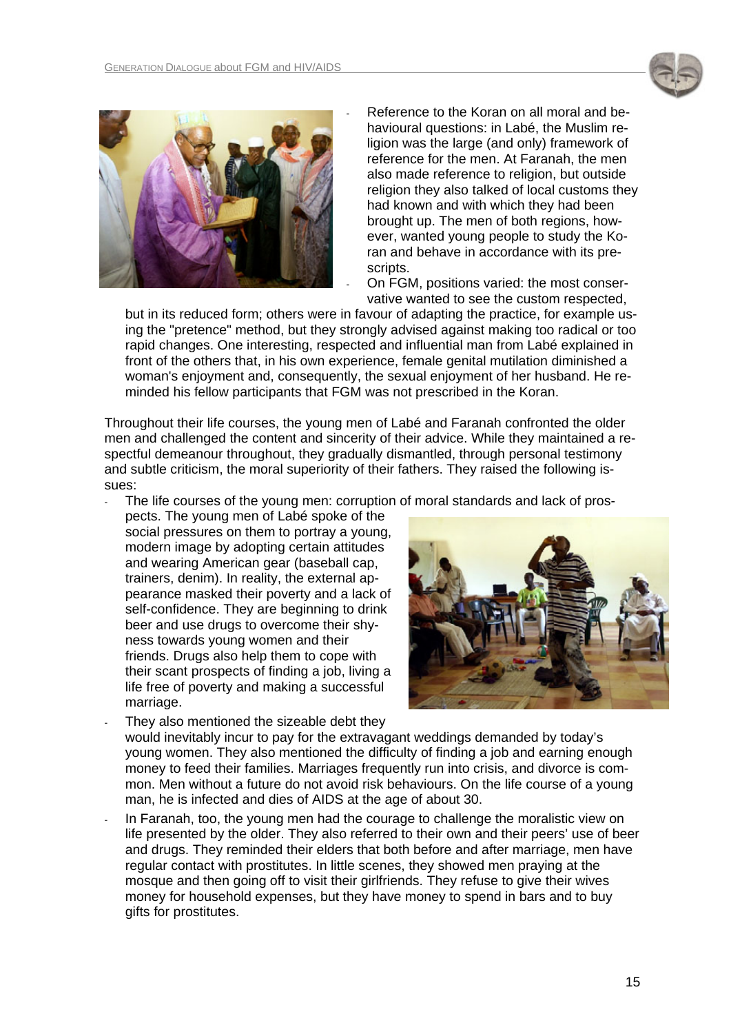- Reference to the Koran on all moral and behavioural questions: in Labé, the Muslim religion was the large (and only) framework of reference for the men. At Faranah, the men also made reference to religion, but outside religion they also talked of local customs they had known and with which they had been brought up. The men of both regions, however, wanted young people to study the Koran and behave in accordance with its prescripts.
- On FGM, positions varied: the most conservative wanted to see the custom respected, but in its reduced form; others were in favour of adapting the practice, for example using the "pretence" method, but they strongly advised against making too radical or too rapid changes. One interesting, respected and influential man from Labé explained in front of the others that, in his own experience, female genital mutilation diminished a woman's enjoyment and, consequently, the sexual enjoyment of her husband. He reminded his fellow participants that FGM was not prescribed in the Koran.

Throughout their life courses, the young men of Labé and Faranah confronted the older men and challenged the content and sincerity of their advice. While they maintained a respectful demeanour throughout, they gradually dismantled, through personal testimony and subtle criticism, the moral superiority of their fathers. They raised the following issues:

- The life courses of the young men: corruption of moral standards and lack of prospects. The young men of Labé spoke of the social pressures on them to portray a young, modern image by adopting certain attitudes and wearing American gear (baseball cap, trainers, denim). In reality, the external appearance masked their poverty and a lack of self-confidence. They are beginning to drink beer and use drugs to overcome their shyness towards young women and their friends. Drugs also help them to cope with their scant prospects of finding a job, living a life free of poverty and making a successful marriage.
- They also mentioned the sizeable debt they would inevitably incur to pay for the extravagant weddings demanded by today's young women. They also mentioned the difficulty of finding a job and earning enough money to feed their families. Marriages frequently run into crisis, and divorce is common. Men without a future do not avoid risk behaviours. On the life course of a young man, he is infected and dies of AIDS at the age of about 30.
- In Faranah, too, the young men had the courage to challenge the moralistic view on life presented by the older. They also referred to their own and their peers' use of beer and drugs. They reminded their elders that both before and after marriage, men have regular contact with prostitutes. In little scenes, they showed men praying at the mosque and then going off to visit their girlfriends. They refuse to give their wives money for household expenses, but they have money to spend in bars and to buy gifts for prostitutes.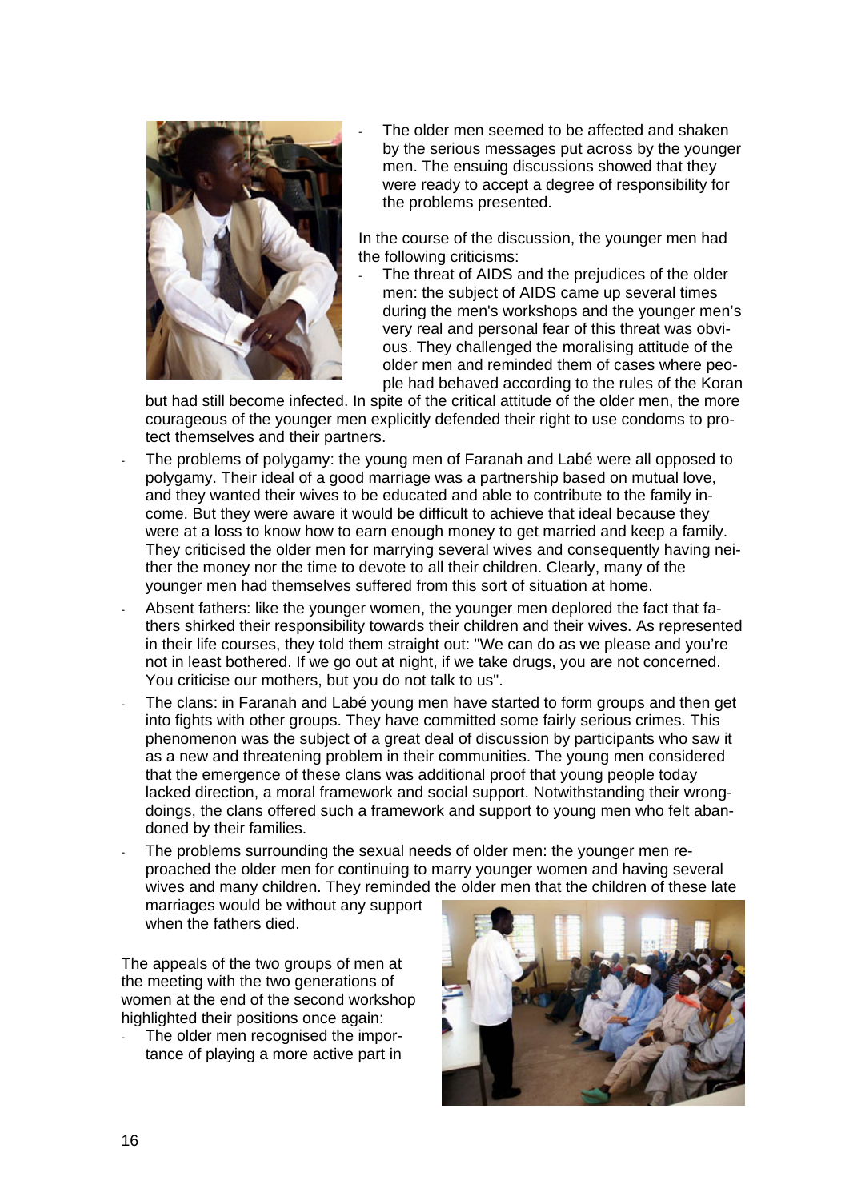- The older men seemed to be affected and shaken by the serious messages put across by the younger men. The ensuing discussions showed that they were ready to accept a degree of responsibility for the problems presented.

In the course of the discussion, the younger men had the following criticisms:

- The threat of AIDS and the prejudices of the older men: the subject of AIDS came up several times during the men's workshops and the younger men's very real and personal fear of this threat was obvious. They challenged the moralising attitude of the older men and reminded them of cases where people had behaved according to the rules of the Koran but had still become infected. In spite of the critical attitude of the older men, the more courageous of the younger men explicitly defended their right to use condoms to protect themselves and their partners.
- The problems of polygamy: the young men of Faranah and Labé were all opposed to polygamy. Their ideal of a good marriage was a partnership based on mutual love, and they wanted their wives to be educated and able to contribute to the family income. But they were aware it would be difficult to achieve that ideal because they were at a loss to know how to earn enough money to get married and keep a family. They criticised the older men for marrying several wives and consequently having neither the money nor the time to devote to all their children. Clearly, many of the younger men had themselves suffered from this sort of situation at home.
- Absent fathers: like the younger women, the younger men deplored the fact that fathers shirked their responsibility towards their children and their wives. As represented in their life courses, they told them straight out: "We can do as we please and you're not in least bothered. If we go out at night, if we take drugs, you are not concerned. You criticise our mothers, but you do not talk to us".
- The clans: in Faranah and Labé young men have started to form groups and then get into fights with other groups. They have committed some fairly serious crimes. This phenomenon was the subject of a great deal of discussion by participants who saw it as a new and threatening problem in their communities. The young men considered that the emergence of these clans was additional proof that young people today lacked direction, a moral framework and social support. Notwithstanding their wrongdoings, the clans offered such a framework and support to young men who felt abandoned by their families.
- The problems surrounding the sexual needs of older men: the younger men reproached the older men for continuing to marry younger women and having several wives and many children. They reminded the older men that the children of these late marriages would be without any support when the fathers died.

The appeals of the two groups of men at the meeting with the two generations of women at the end of the second workshop highlighted their positions once again:

- The older men recognised the importance of playing a more active part in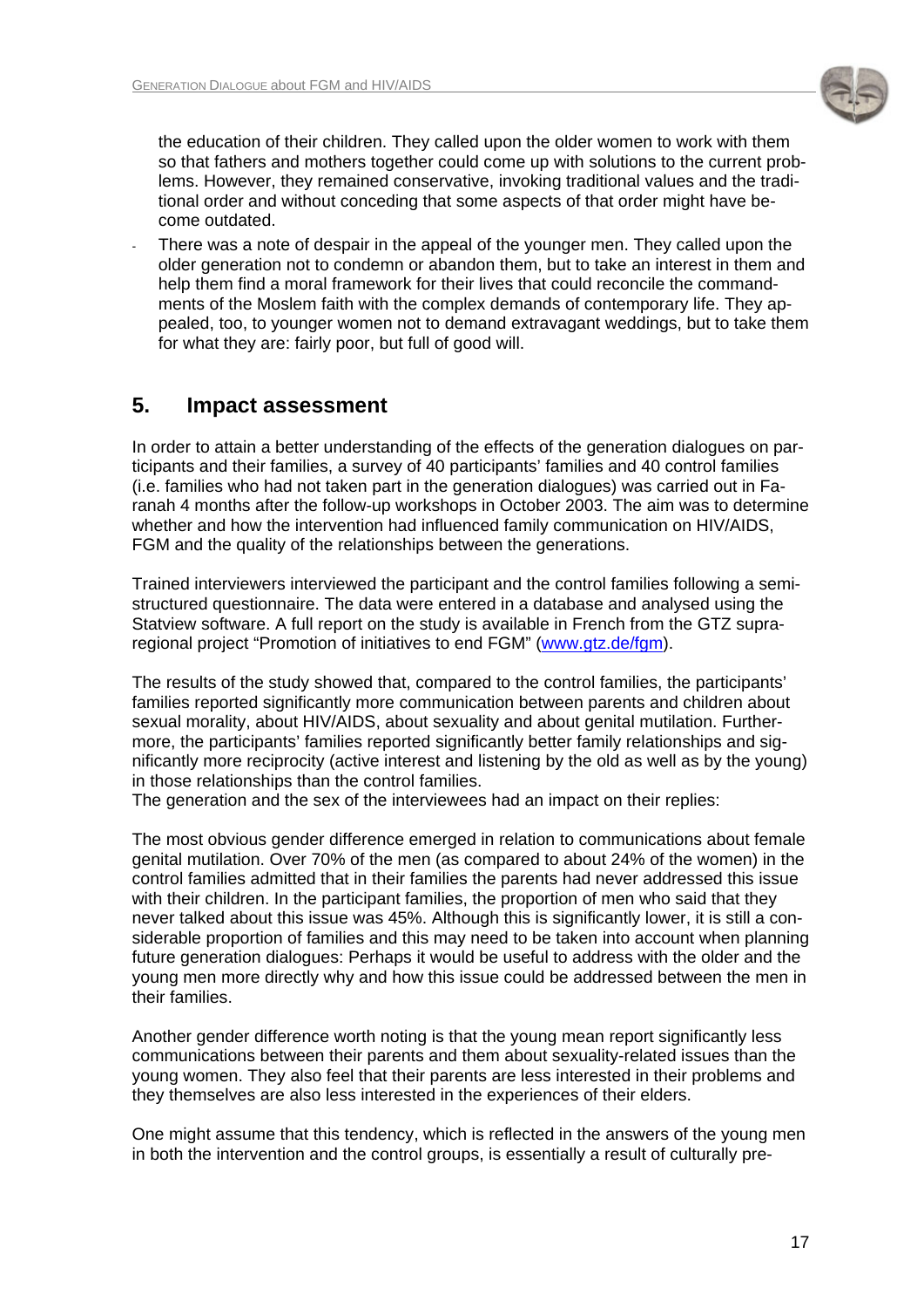the education of their children. They called upon the older women to work with them so that fathers and mothers together could come up with solutions to the current problems. However, they remained conservative, invoking traditional values and the traditional order and without conceding that some aspects of that order might have become outdated.

- There was a note of despair in the appeal of the younger men. They called upon the older generation not to condemn or abandon them, but to take an interest in them and help them find a moral framework for their lives that could reconcile the commandments of the Moslem faith with the complex demands of contemporary life. They appealed, too, to younger women not to demand extravagant weddings, but to take them for what they are: fairly poor, but full of good will.

## 5. Impact assessment

In order to attain a better understanding of the effects of the generation dialogues on participants and their families, a survey of 40 participants' families and 40 control families (i.e. families who had not taken part in the generation dialogues) was carried out in Faranah 4 months after the follow-up workshops in October 2003. The aim was to determine whether and how the intervention had influenced family communication on HIV/AIDS, FGM and the quality of the relationships between the generations.

Trained interviewers interviewed the participant and the control families following a semi-structured questionnaire. The data were entered in a database and analysed using the Statview software. A full report on the study is available in French from the GTZ supra-regional project "Promotion of initiatives to end FGM" (www.gtz.de/fgm).

The results of the study showed that, compared to the control families, the participants' families reported significantly more communication between parents and children about sexual morality, about HIV/AIDS, about sexuality and about genital mutilation. Furthermore, the participants' families reported significantly better family relationships and significantly more reciprocity (active interest and listening by the old as well as by the young) in those relationships than the control families.
The generation and the sex of the interviewees had an impact on their replies:

The most obvious gender difference emerged in relation to communications about female genital mutilation. Over 70% of the men (as compared to about 24% of the women) in the control families admitted that in their families the parents had never addressed this issue with their children. In the participant families, the proportion of men who said that they never talked about this issue was 45%. Although this is significantly lower, it is still a considerable proportion of families and this may need to be taken into account when planning future generation dialogues: Perhaps it would be useful to address with the older and the young men more directly why and how this issue could be addressed between the men in their families.

Another gender difference worth noting is that the young mean report significantly less communications between their parents and them about sexuality-related issues than the young women. They also feel that their parents are less interested in their problems and they themselves are also less interested in the experiences of their elders.

One might assume that this tendency, which is reflected in the answers of the young men in both the intervention and the control groups, is essentially a result of culturally pre-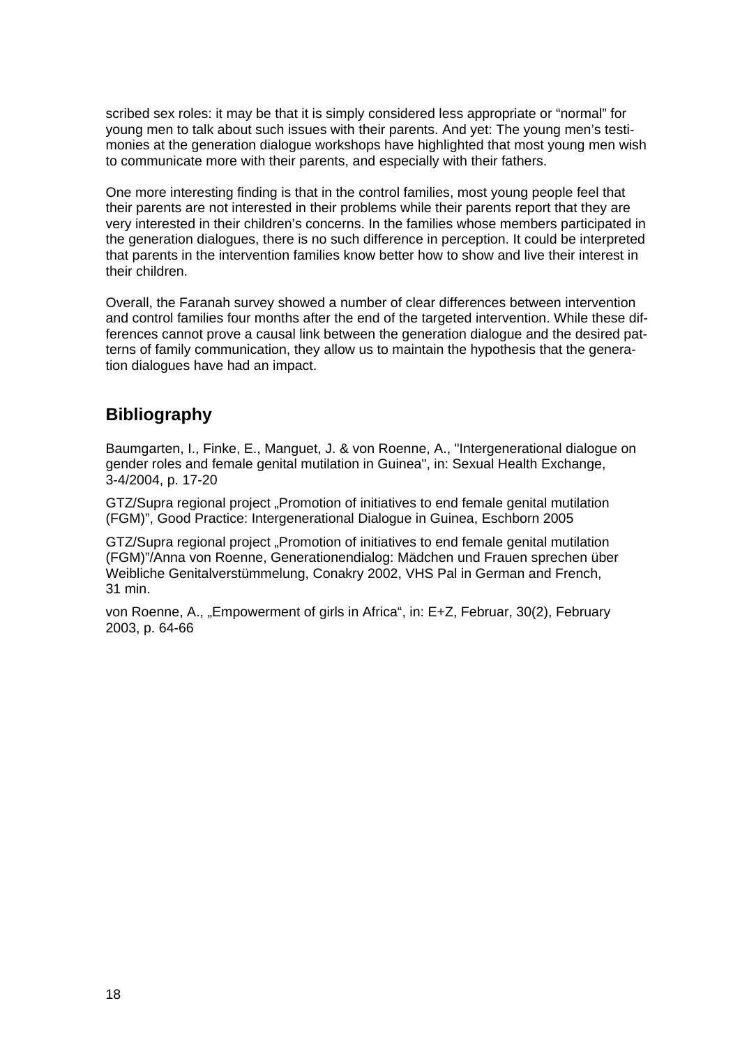scribed sex roles: it may be that it is simply considered less appropriate or “normal” for young men to talk about such issues with their parents. And yet: The young men’s testimonies at the generation dialogue workshops have highlighted that most young men wish to communicate more with their parents, and especially with their fathers.

One more interesting finding is that in the control families, most young people feel that their parents are not interested in their problems while their parents report that they are very interested in their children’s concerns. In the families whose members participated in the generation dialogues, there is no such difference in perception. It could be interpreted that parents in the intervention families know better how to show and live their interest in their children.

Overall, the Faranah survey showed a number of clear differences between intervention and control families four months after the end of the targeted intervention. While these differences cannot prove a causal link between the generation dialogue and the desired patterns of family communication, they allow us to maintain the hypothesis that the generation dialogues have had an impact.

## Bibliography

Baumgarten, I., Finke, E., Manguet, J. & von Roenne, A., "Intergenerational dialogue on gender roles and female genital mutilation in Guinea", in: Sexual Health Exchange, 3-4/2004, p. 17-20

GTZ/Supra regional project „Promotion of initiatives to end female genital mutilation (FGM)”, Good Practice: Intergenerational Dialogue in Guinea, Eschborn 2005

GTZ/Supra regional project „Promotion of initiatives to end female genital mutilation (FGM)”/Anna von Roenne, Generationendialog: Mädchen und Frauen sprechen über Weibliche Genitalverstümmelung, Conakry 2002, VHS Pal in German and French, 31 min.

von Roenne, A., „Empowerment of girls in Africa“, in: E+Z, Februar, 30(2), February 2003, p. 64-66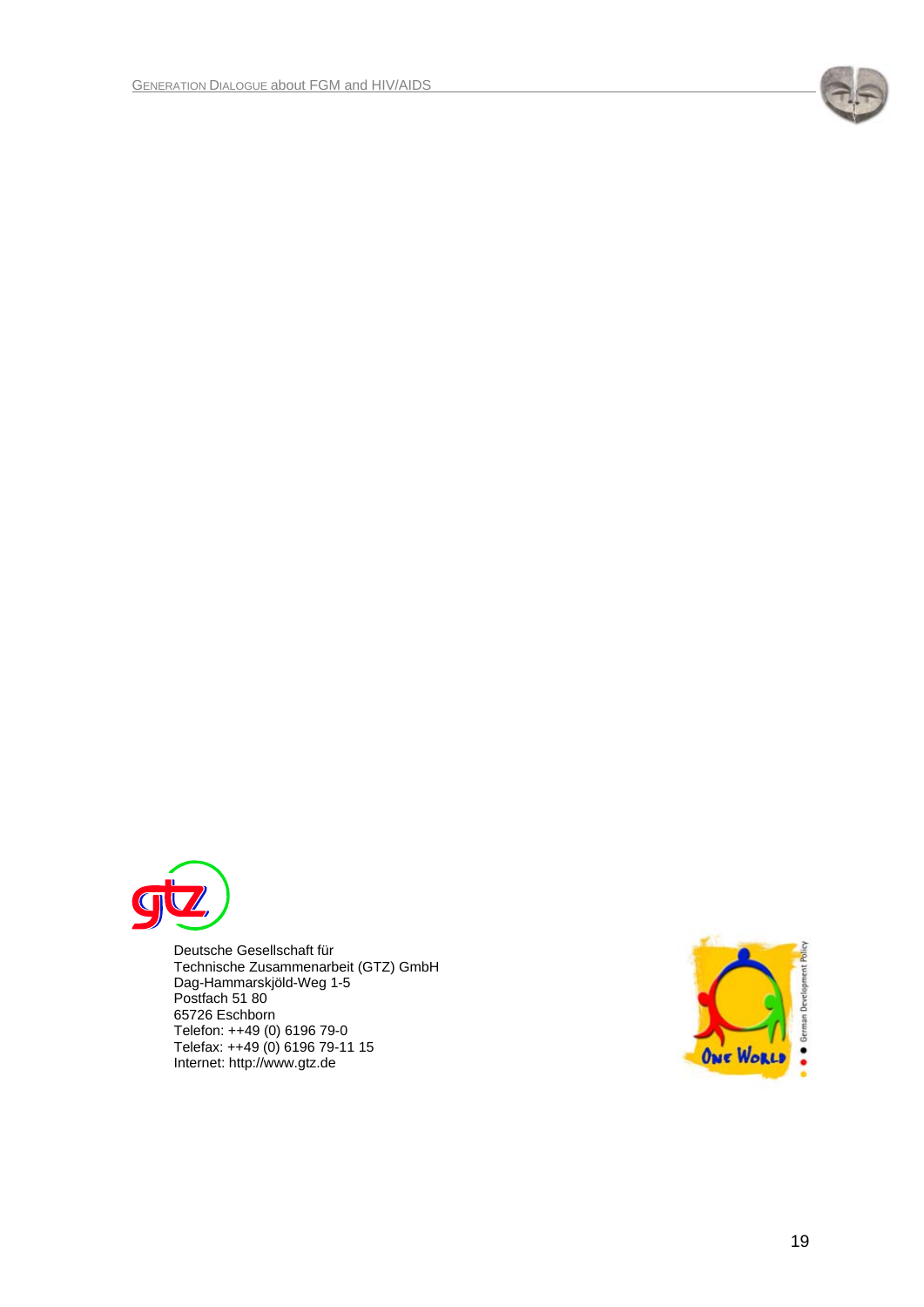Deutsche Gesellschaft für
Technische Zusammenarbeit (GTZ) GmbH
Dag-Hammarskjöld-Weg 1-5
Postfach 51 80
65726 Eschborn
Telefon: ++49 (0) 6196 79-0
Telefax: ++49 (0) 6196 79-11 15
Internet: http://www.gtz.de